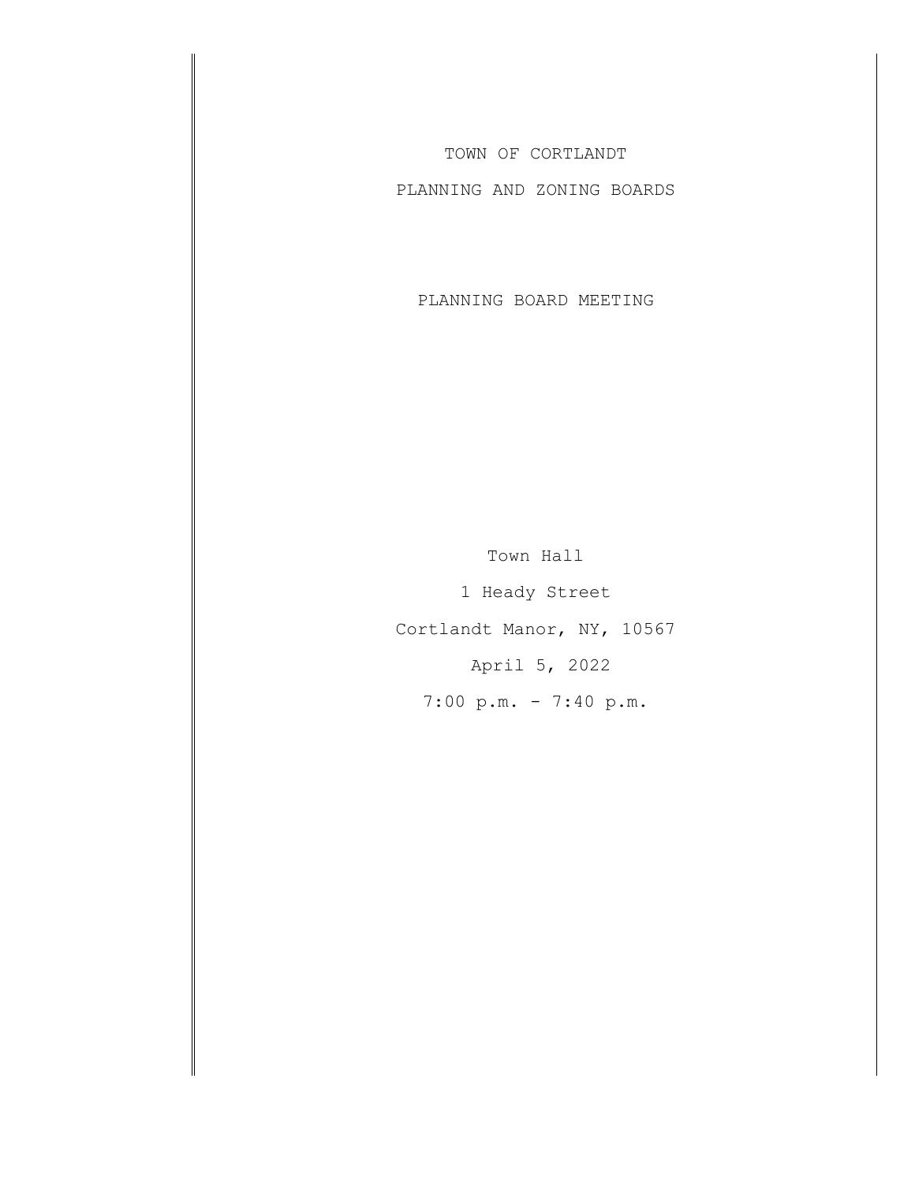# TOWN OF CORTLANDT

## PLANNING AND ZONING BOARDS

## PLANNING BOARD MEETING

Town Hall

1 Heady Street

Cortlandt Manor, NY, 10567

April 5, 2022

7:00 p.m. - 7:40 p.m.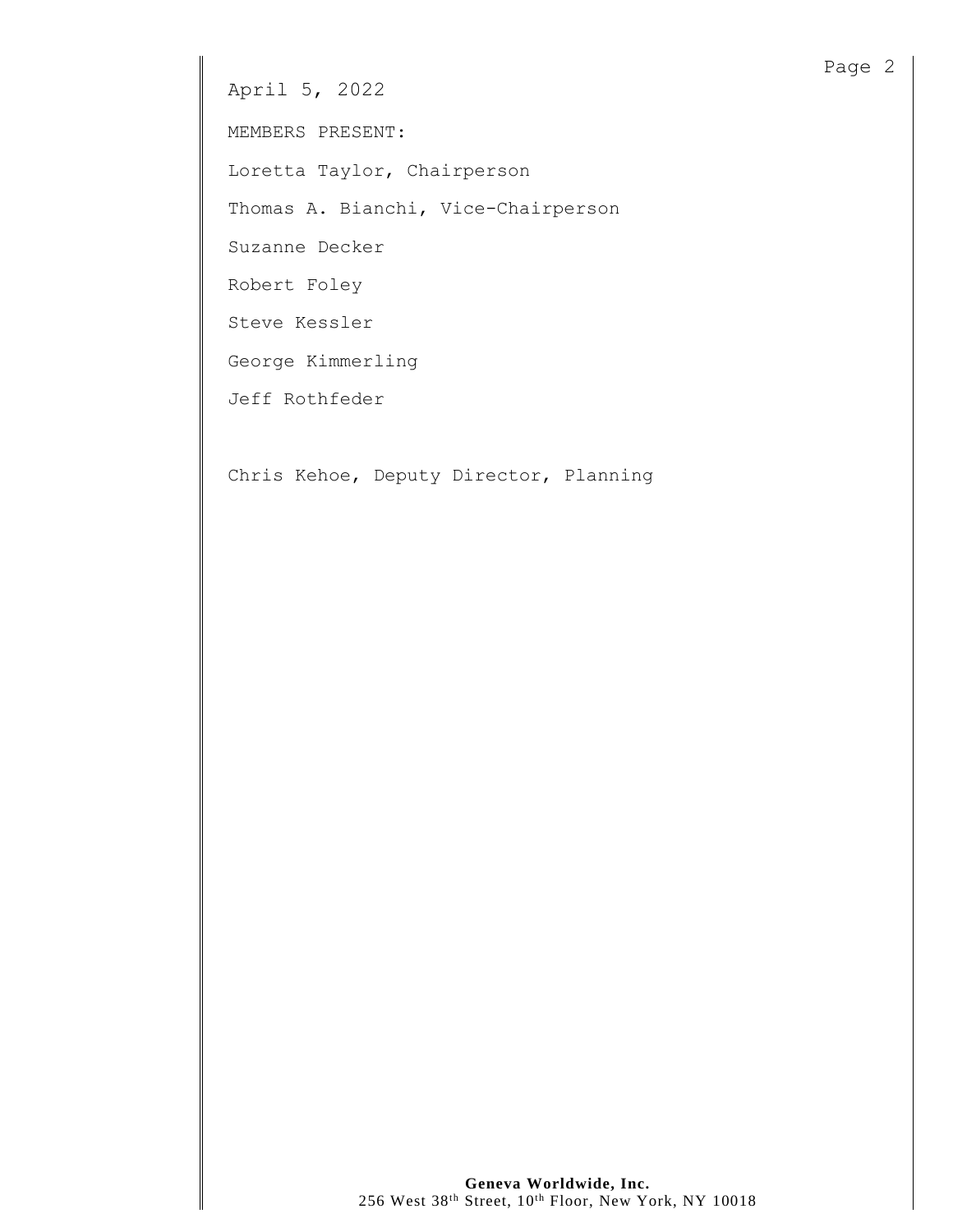April 5, 2022

MEMBERS PRESENT:

Loretta Taylor, Chairperson

Thomas A. Bianchi, Vice-Chairperson

Suzanne Decker

Robert Foley

Steve Kessler

George Kimmerling

Jeff Rothfeder

Chris Kehoe, Deputy Director, Planning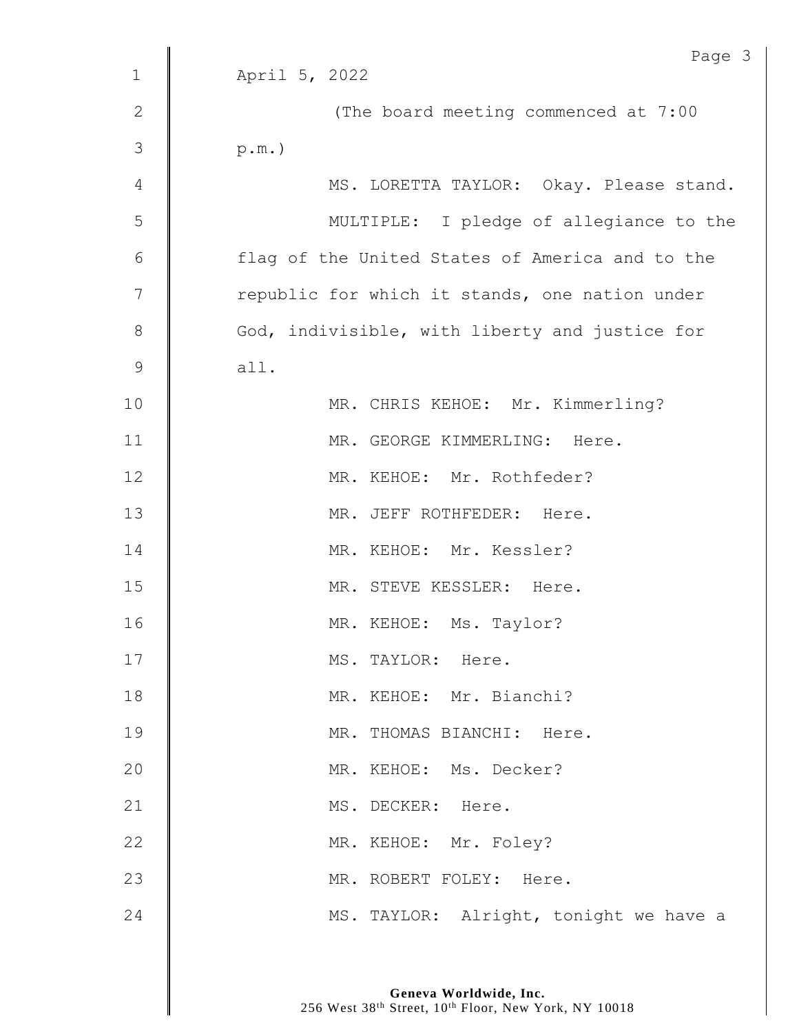April 5, 2022

(The board meeting commenced at 7:00 p.m.)

MS. LORETTA TAYLOR: Okay. Please stand.

MULTIPLE: I pledge of allegiance to the flag of the United States of America and to the republic for which it stands, one nation under God, indivisible, with liberty and justice for all.

MR. CHRIS KEHOE: Mr. Kimmerling?

MR. GEORGE KIMMERLING: Here.

MR. KEHOE: Mr. Rothfeder?

MR. JEFF ROTHFEDER: Here.

MR. KEHOE: Mr. Kessler?

MR. STEVE KESSLER: Here.

MR. KEHOE: Ms. Taylor?

MS. TAYLOR: Here.

MR. KEHOE: Mr. Bianchi?

MR. THOMAS BIANCHI: Here.

MR. KEHOE: Ms. Decker?

MS. DECKER: Here.

MR. KEHOE: Mr. Foley?

MR. ROBERT FOLEY: Here.

MS. TAYLOR: Alright, tonight we have a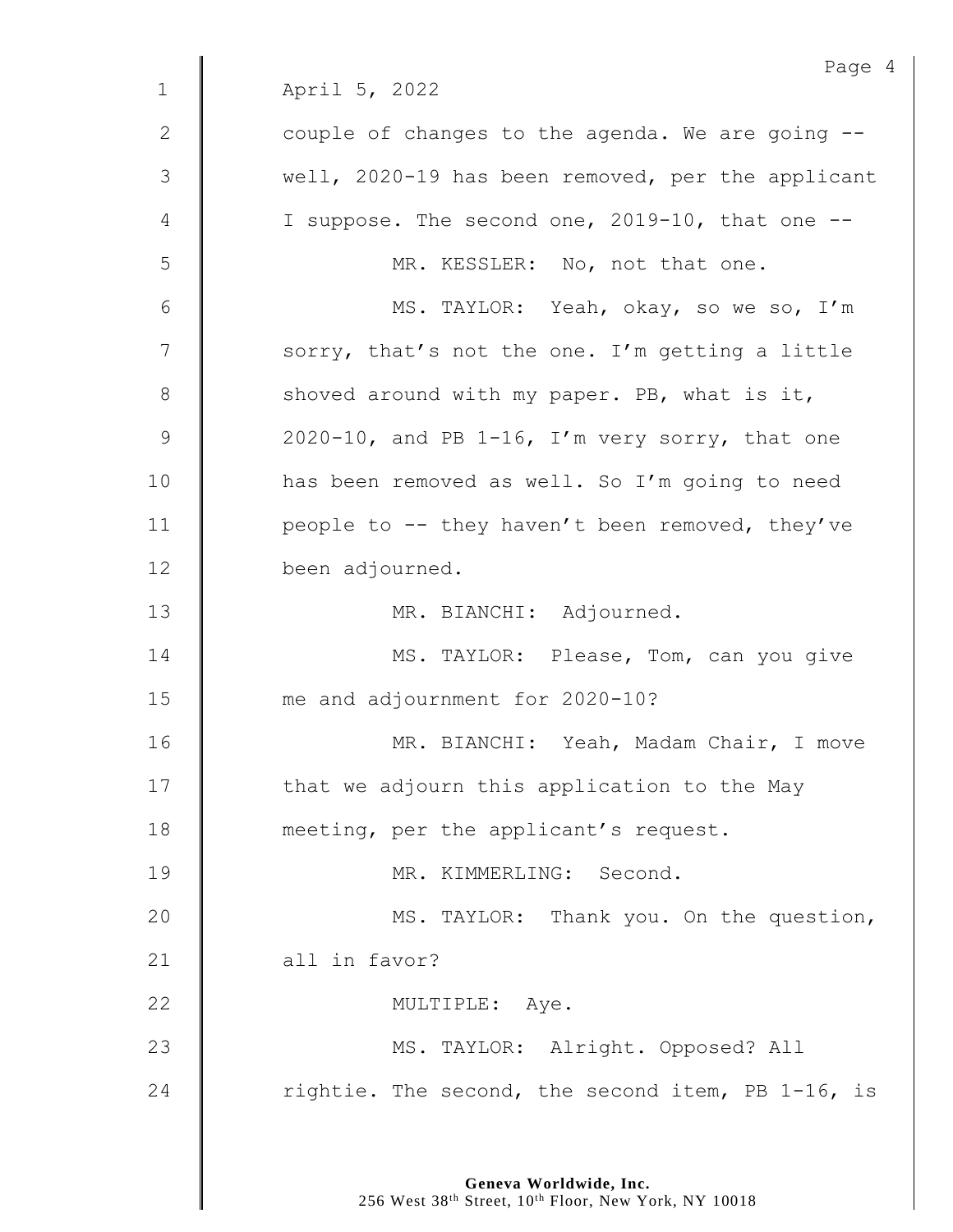April 5, 2022

couple of changes to the agenda. We are going -- well, 2020-19 has been removed, per the applicant I suppose. The second one, 2019-10, that one --

MR. KESSLER: No, not that one.

MS. TAYLOR: Yeah, okay, so we so, I'm sorry, that's not the one. I'm getting a little shoved around with my paper. PB, what is it, 2020-10, and PB 1-16, I'm very sorry, that one has been removed as well. So I'm going to need people to -- they haven't been removed, they've been adjourned.

MR. BIANCHI: Adjourned.

MS. TAYLOR: Please, Tom, can you give me and adjournment for 2020-10?

MR. BIANCHI: Yeah, Madam Chair, I move that we adjourn this application to the May meeting, per the applicant's request.

MR. KIMMERLING: Second.

MS. TAYLOR: Thank you. On the question, all in favor?

MULTIPLE: Aye.

MS. TAYLOR: Alright. Opposed? All rightie. The second, the second item, PB 1-16, is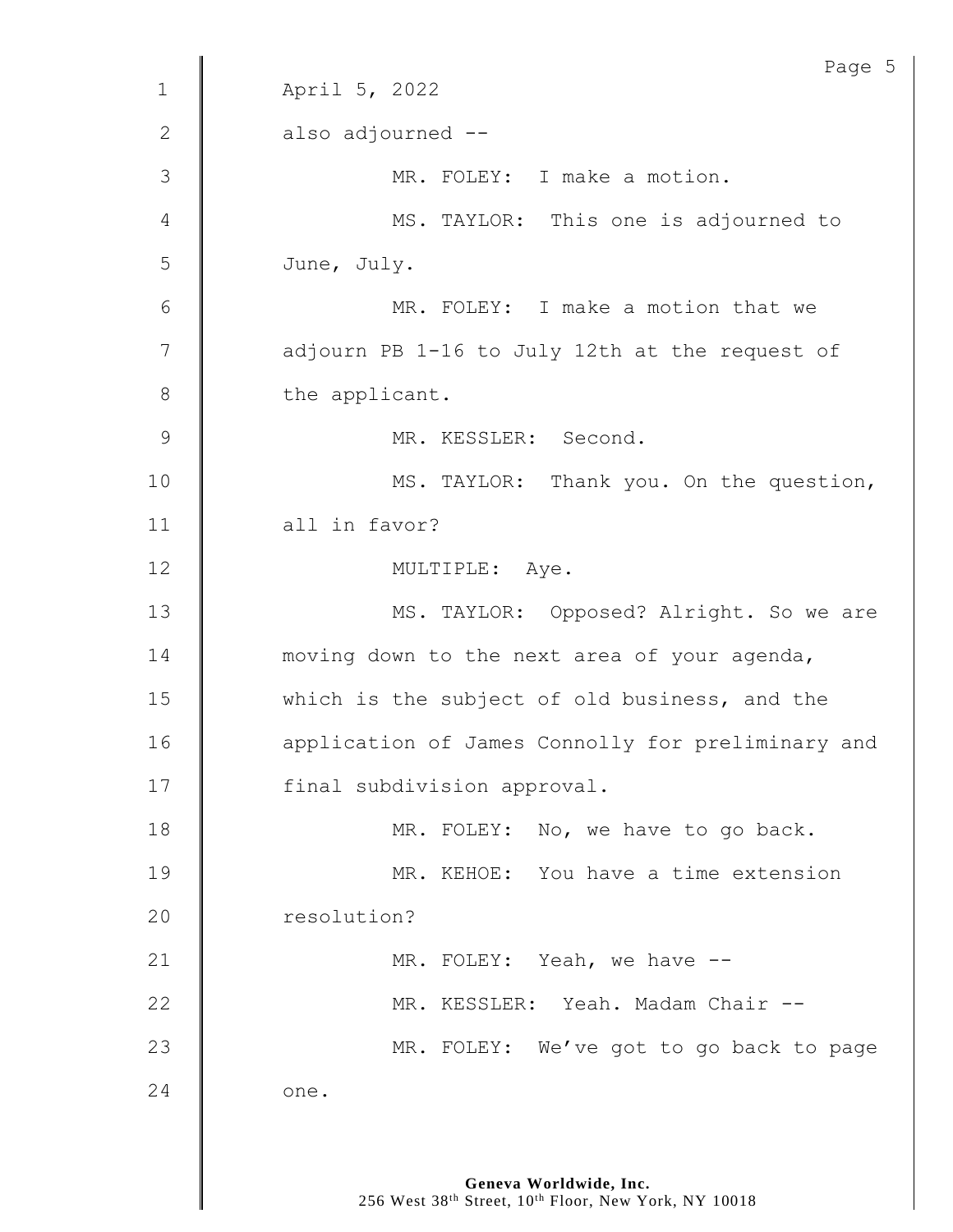April 5, 2022

also adjourned --

MR. FOLEY: I make a motion.

MS. TAYLOR: This one is adjourned to June, July.

MR. FOLEY: I make a motion that we adjourn PB 1-16 to July 12th at the request of the applicant.

MR. KESSLER: Second.

MS. TAYLOR: Thank you. On the question, all in favor?

MULTIPLE: Aye.

MS. TAYLOR: Opposed? Alright. So we are moving down to the next area of your agenda, which is the subject of old business, and the application of James Connolly for preliminary and final subdivision approval.

MR. FOLEY: No, we have to go back.

MR. KEHOE: You have a time extension resolution?

MR. FOLEY: Yeah, we have --

MR. KESSLER: Yeah. Madam Chair --

MR. FOLEY: We've got to go back to page one.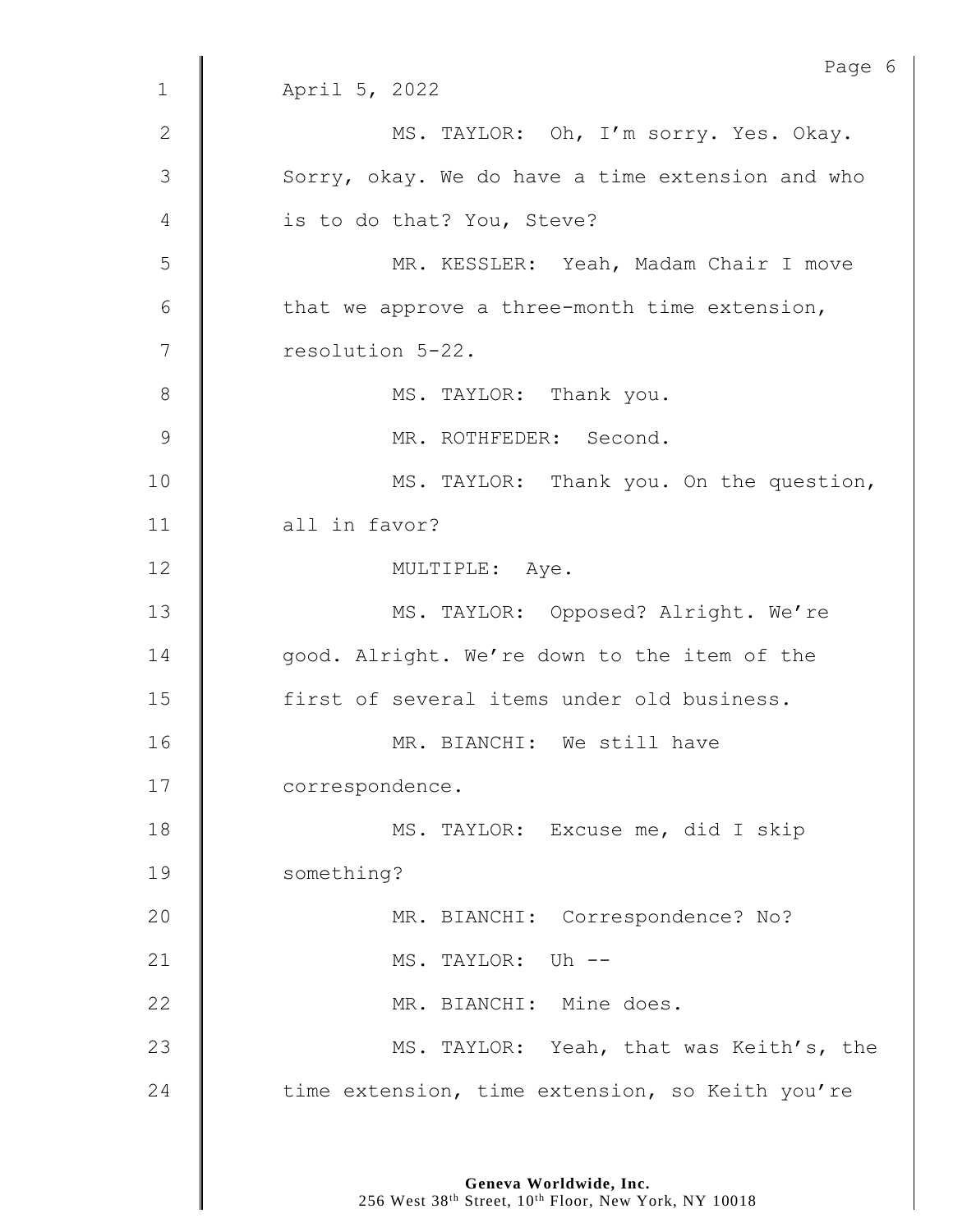April 5, 2022

MS. TAYLOR: Oh, I'm sorry. Yes. Okay. Sorry, okay. We do have a time extension and who is to do that? You, Steve?

MR. KESSLER: Yeah, Madam Chair I move that we approve a three-month time extension, resolution 5-22.

MS. TAYLOR: Thank you.

MR. ROTHFEDER: Second.

MS. TAYLOR: Thank you. On the question, all in favor?

MULTIPLE: Aye.

MS. TAYLOR: Opposed? Alright. We're good. Alright. We're down to the item of the first of several items under old business.

MR. BIANCHI: We still have correspondence.

MS. TAYLOR: Excuse me, did I skip something?

MR. BIANCHI: Correspondence? No?

MS. TAYLOR: Uh --

MR. BIANCHI: Mine does.

MS. TAYLOR: Yeah, that was Keith's, the time extension, time extension, so Keith you're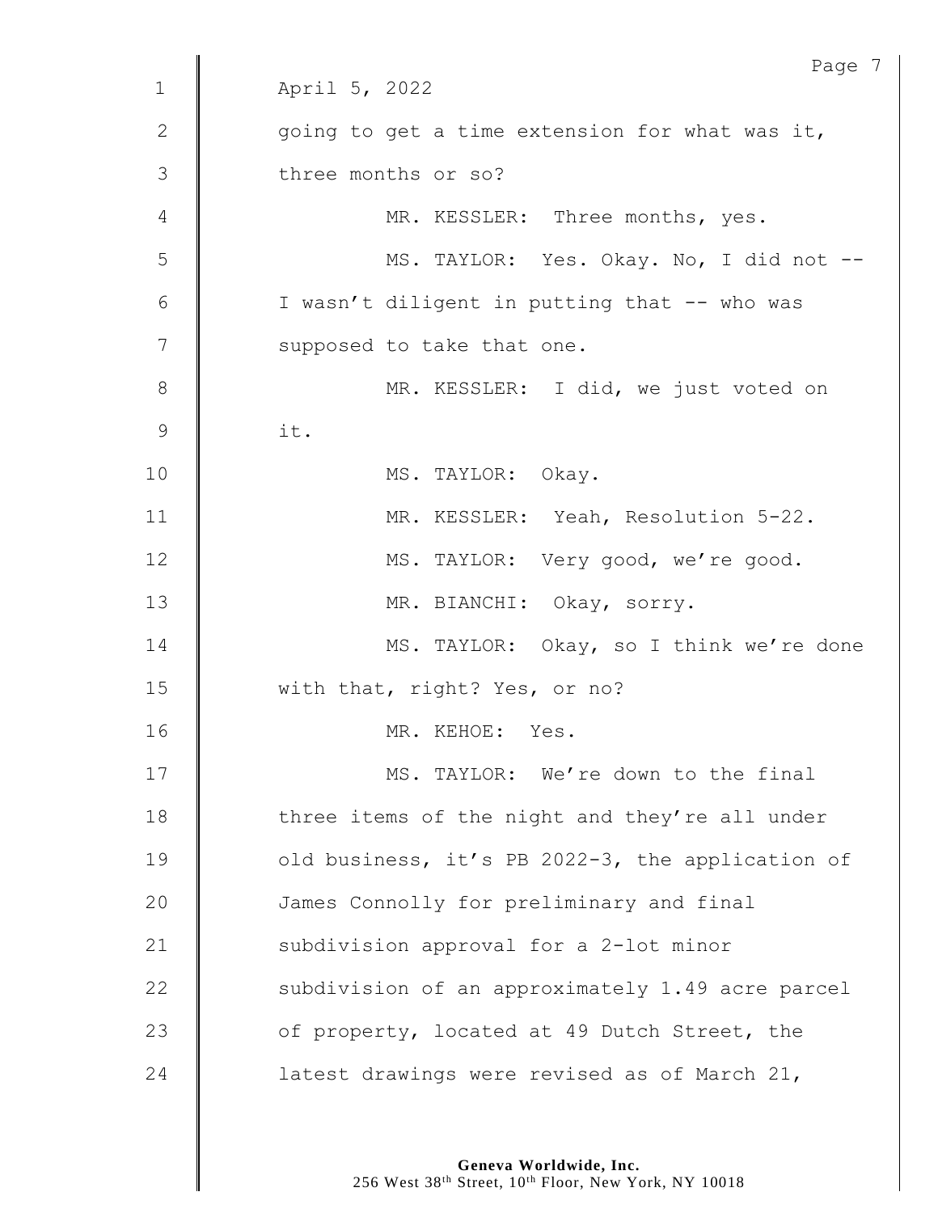April 5, 2022

going to get a time extension for what was it, three months or so?

MR. KESSLER: Three months, yes.

MS. TAYLOR: Yes. Okay. No, I did not -- I wasn't diligent in putting that -- who was supposed to take that one.

MR. KESSLER: I did, we just voted on it.

MS. TAYLOR: Okay.

MR. KESSLER: Yeah, Resolution 5-22.

MS. TAYLOR: Very good, we're good.

MR. BIANCHI: Okay, sorry.

MS. TAYLOR: Okay, so I think we're done with that, right? Yes, or no?

MR. KEHOE: Yes.

MS. TAYLOR: We're down to the final three items of the night and they're all under old business, it's PB 2022-3, the application of James Connolly for preliminary and final subdivision approval for a 2-lot minor subdivision of an approximately 1.49 acre parcel of property, located at 49 Dutch Street, the latest drawings were revised as of March 21,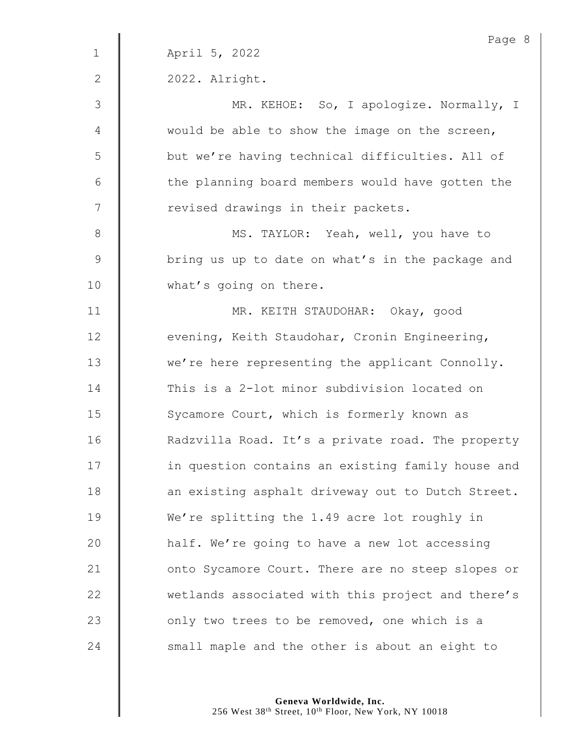April 5, 2022

2022. Alright.

MR. KEHOE: So, I apologize. Normally, I would be able to show the image on the screen, but we're having technical difficulties. All of the planning board members would have gotten the revised drawings in their packets.

MS. TAYLOR: Yeah, well, you have to bring us up to date on what's in the package and what's going on there.

MR. KEITH STAUDOHAR: Okay, good evening, Keith Staudohar, Cronin Engineering, we're here representing the applicant Connolly. This is a 2-lot minor subdivision located on Sycamore Court, which is formerly known as Radzvilla Road. It's a private road. The property in question contains an existing family house and an existing asphalt driveway out to Dutch Street. We're splitting the 1.49 acre lot roughly in half. We're going to have a new lot accessing onto Sycamore Court. There are no steep slopes or wetlands associated with this project and there's only two trees to be removed, one which is a small maple and the other is about an eight to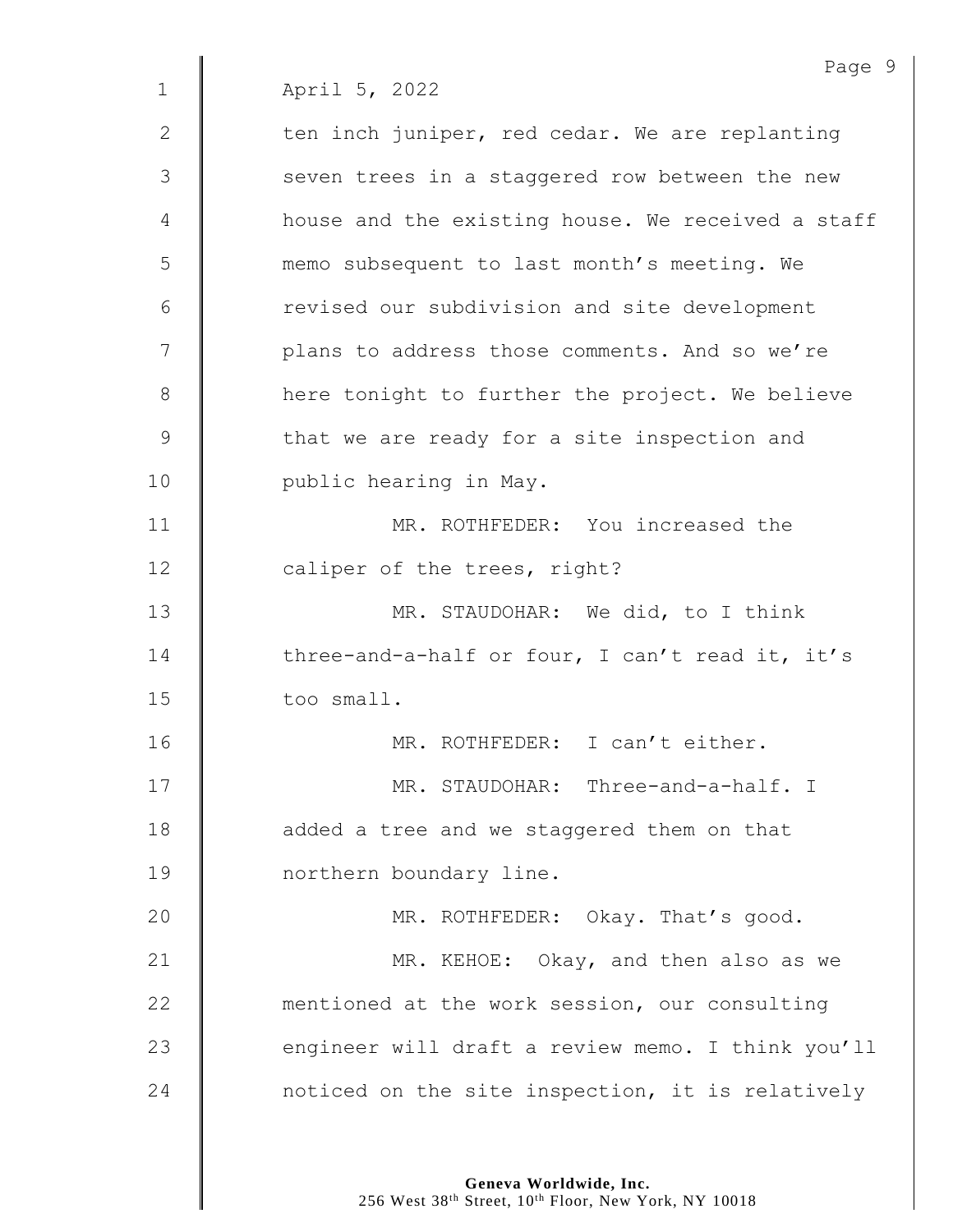April 5, 2022

ten inch juniper, red cedar. We are replanting seven trees in a staggered row between the new house and the existing house. We received a staff memo subsequent to last month's meeting. We revised our subdivision and site development plans to address those comments. And so we're here tonight to further the project. We believe that we are ready for a site inspection and public hearing in May.

MR. ROTHFEDER: You increased the caliper of the trees, right?

MR. STAUDOHAR: We did, to I think three-and-a-half or four, I can't read it, it's too small.

MR. ROTHFEDER: I can't either.

MR. STAUDOHAR: Three-and-a-half. I added a tree and we staggered them on that northern boundary line.

MR. ROTHFEDER: Okay. That's good.

MR. KEHOE: Okay, and then also as we mentioned at the work session, our consulting engineer will draft a review memo. I think you'll noticed on the site inspection, it is relatively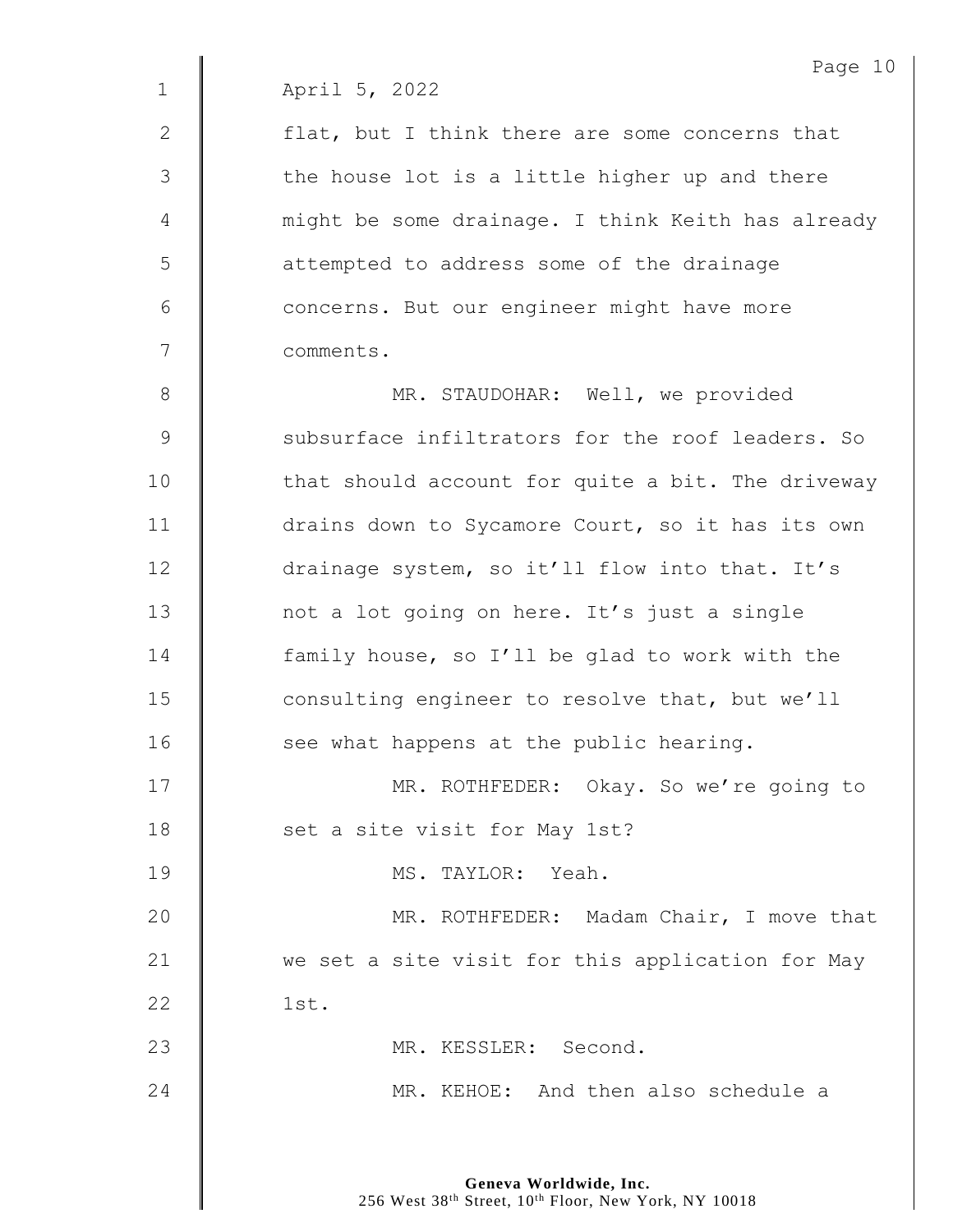April 5, 2022

flat, but I think there are some concerns that the house lot is a little higher up and there might be some drainage. I think Keith has already attempted to address some of the drainage concerns. But our engineer might have more comments.

MR. STAUDOHAR: Well, we provided subsurface infiltrators for the roof leaders. So that should account for quite a bit. The driveway drains down to Sycamore Court, so it has its own drainage system, so it'll flow into that. It's not a lot going on here. It's just a single family house, so I'll be glad to work with the consulting engineer to resolve that, but we'll see what happens at the public hearing.

MR. ROTHFEDER: Okay. So we're going to set a site visit for May 1st?

MS. TAYLOR: Yeah.

MR. ROTHFEDER: Madam Chair, I move that we set a site visit for this application for May 1st.

MR. KESSLER: Second.

MR. KEHOE: And then also schedule a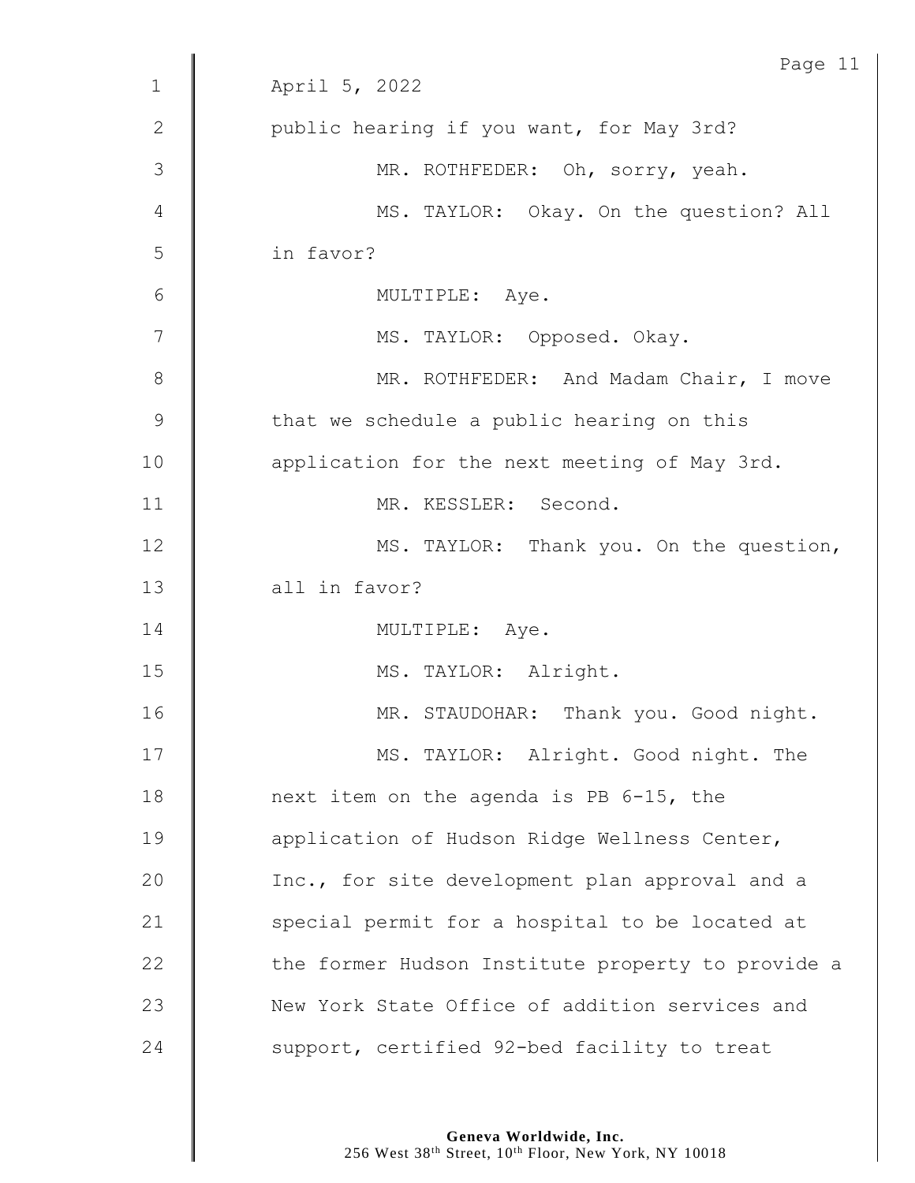April 5, 2022

public hearing if you want, for May 3rd?

MR. ROTHFEDER: Oh, sorry, yeah.

MS. TAYLOR: Okay. On the question? All in favor?

MULTIPLE: Aye.

MS. TAYLOR: Opposed. Okay.

MR. ROTHFEDER: And Madam Chair, I move that we schedule a public hearing on this application for the next meeting of May 3rd.

MR. KESSLER: Second.

MS. TAYLOR: Thank you. On the question, all in favor?

MULTIPLE: Aye.

MS. TAYLOR: Alright.

MR. STAUDOHAR: Thank you. Good night.

MS. TAYLOR: Alright. Good night. The next item on the agenda is PB 6-15, the application of Hudson Ridge Wellness Center, Inc., for site development plan approval and a special permit for a hospital to be located at the former Hudson Institute property to provide a New York State Office of addition services and support, certified 92-bed facility to treat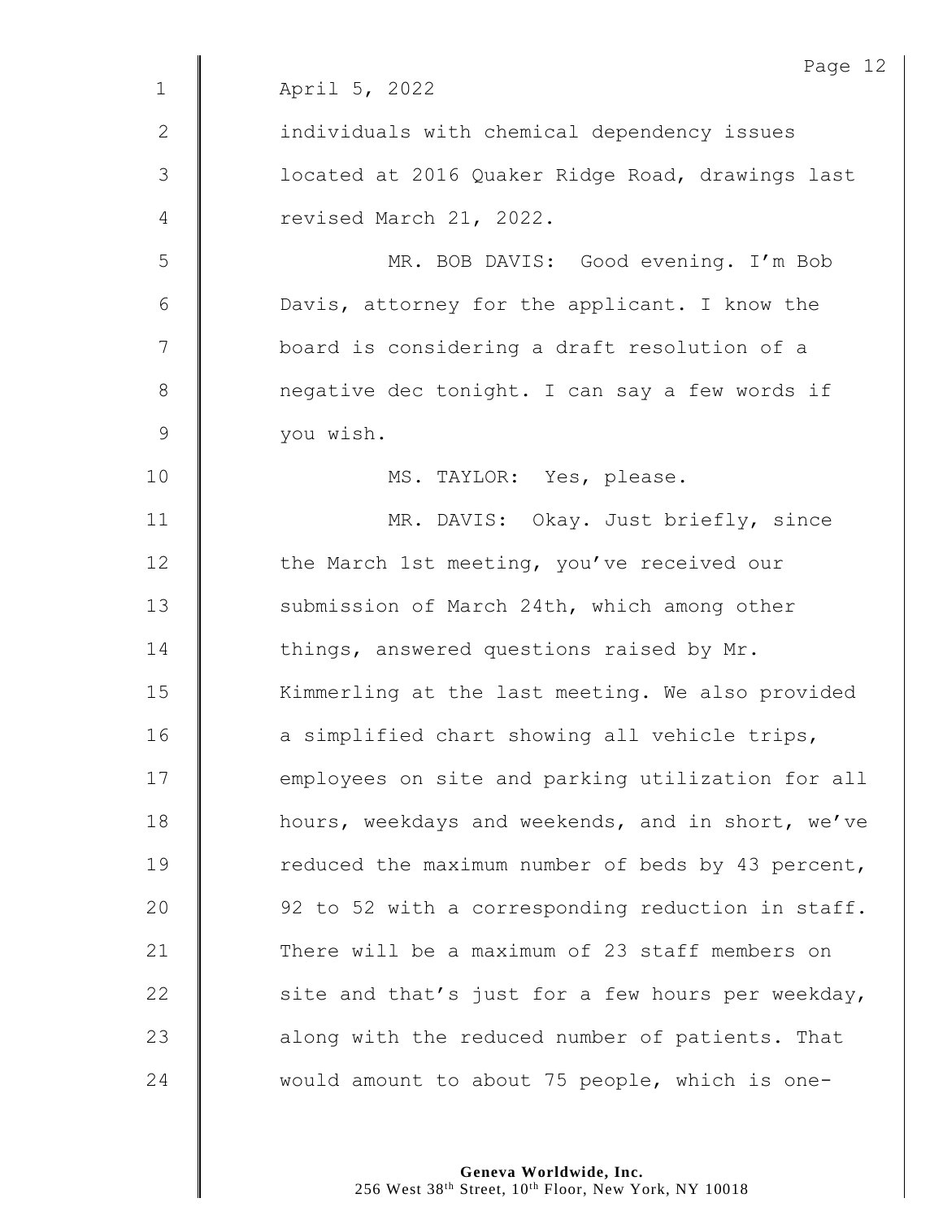April 5, 2022

individuals with chemical dependency issues located at 2016 Quaker Ridge Road, drawings last revised March 21, 2022.

MR. BOB DAVIS: Good evening. I'm Bob Davis, attorney for the applicant. I know the board is considering a draft resolution of a negative dec tonight. I can say a few words if you wish.

MS. TAYLOR: Yes, please.

MR. DAVIS: Okay. Just briefly, since the March 1st meeting, you've received our submission of March 24th, which among other things, answered questions raised by Mr. Kimmerling at the last meeting. We also provided a simplified chart showing all vehicle trips, employees on site and parking utilization for all hours, weekdays and weekends, and in short, we've reduced the maximum number of beds by 43 percent, 92 to 52 with a corresponding reduction in staff. There will be a maximum of 23 staff members on site and that's just for a few hours per weekday, along with the reduced number of patients. That would amount to about 75 people, which is one-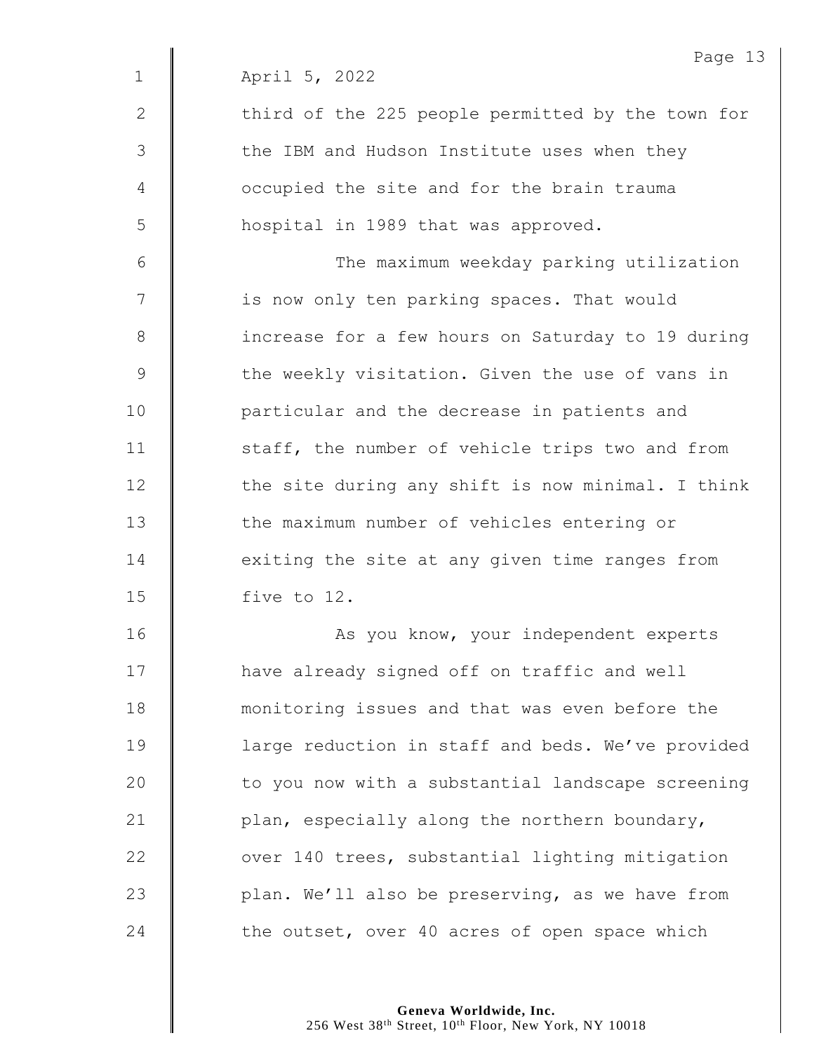April 5, 2022

third of the 225 people permitted by the town for the IBM and Hudson Institute uses when they occupied the site and for the brain trauma hospital in 1989 that was approved.

The maximum weekday parking utilization is now only ten parking spaces. That would increase for a few hours on Saturday to 19 during the weekly visitation. Given the use of vans in particular and the decrease in patients and staff, the number of vehicle trips two and from the site during any shift is now minimal. I think the maximum number of vehicles entering or exiting the site at any given time ranges from five to 12.

As you know, your independent experts have already signed off on traffic and well monitoring issues and that was even before the large reduction in staff and beds. We've provided to you now with a substantial landscape screening plan, especially along the northern boundary, over 140 trees, substantial lighting mitigation plan. We'll also be preserving, as we have from the outset, over 40 acres of open space which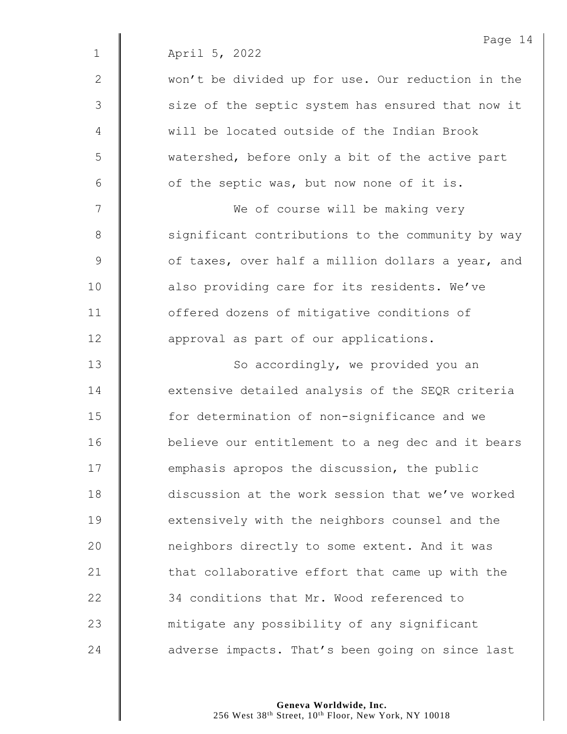April 5, 2022

won't be divided up for use. Our reduction in the size of the septic system has ensured that now it will be located outside of the Indian Brook watershed, before only a bit of the active part of the septic was, but now none of it is.

We of course will be making very significant contributions to the community by way of taxes, over half a million dollars a year, and also providing care for its residents. We've offered dozens of mitigative conditions of approval as part of our applications.

So accordingly, we provided you an extensive detailed analysis of the SEQR criteria for determination of non-significance and we believe our entitlement to a neg dec and it bears emphasis apropos the discussion, the public discussion at the work session that we've worked extensively with the neighbors counsel and the neighbors directly to some extent. And it was that collaborative effort that came up with the 34 conditions that Mr. Wood referenced to mitigate any possibility of any significant adverse impacts. That's been going on since last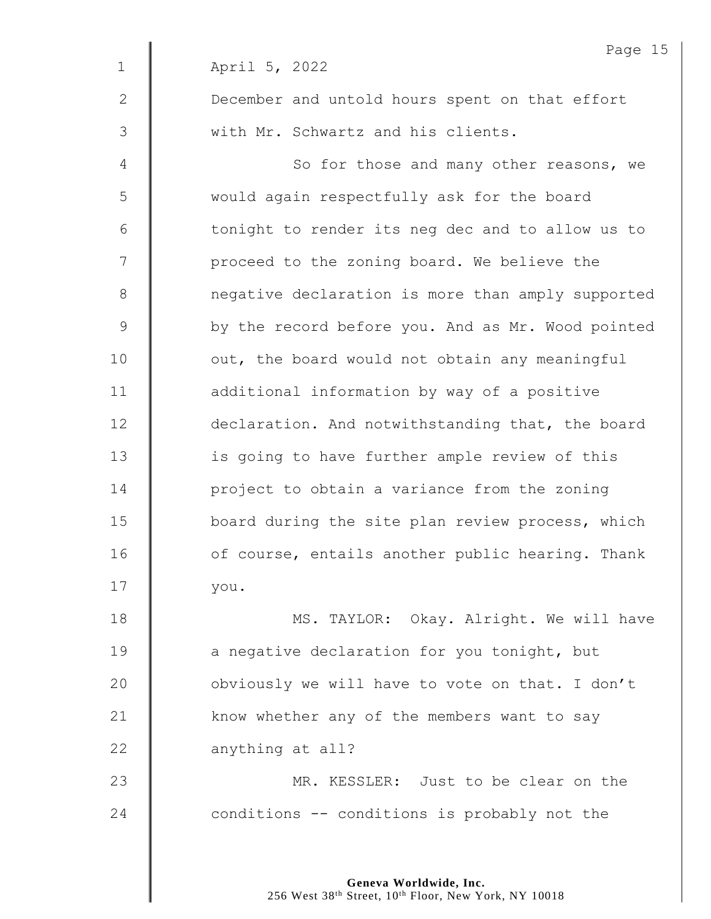April 5, 2022

December and untold hours spent on that effort with Mr. Schwartz and his clients.

So for those and many other reasons, we would again respectfully ask for the board tonight to render its neg dec and to allow us to proceed to the zoning board. We believe the negative declaration is more than amply supported by the record before you. And as Mr. Wood pointed out, the board would not obtain any meaningful additional information by way of a positive declaration. And notwithstanding that, the board is going to have further ample review of this project to obtain a variance from the zoning board during the site plan review process, which of course, entails another public hearing. Thank you.

MS. TAYLOR: Okay. Alright. We will have a negative declaration for you tonight, but obviously we will have to vote on that. I don't know whether any of the members want to say anything at all?

MR. KESSLER: Just to be clear on the conditions -- conditions is probably not the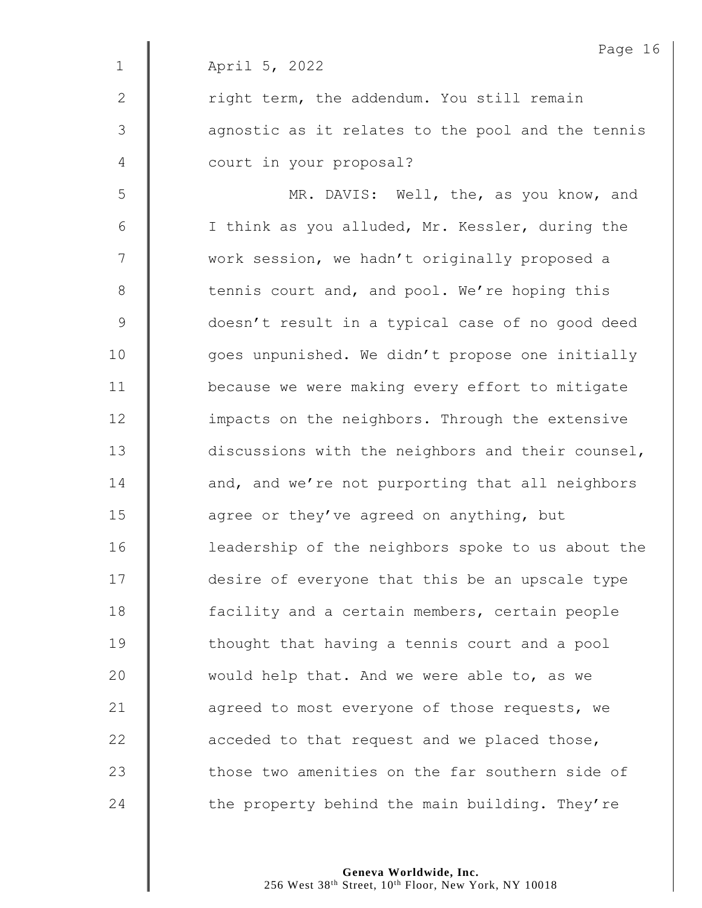April 5, 2022

right term, the addendum. You still remain agnostic as it relates to the pool and the tennis court in your proposal?

MR. DAVIS: Well, the, as you know, and I think as you alluded, Mr. Kessler, during the work session, we hadn't originally proposed a tennis court and, and pool. We're hoping this doesn't result in a typical case of no good deed goes unpunished. We didn't propose one initially because we were making every effort to mitigate impacts on the neighbors. Through the extensive discussions with the neighbors and their counsel, and, and we're not purporting that all neighbors agree or they've agreed on anything, but leadership of the neighbors spoke to us about the desire of everyone that this be an upscale type facility and a certain members, certain people thought that having a tennis court and a pool would help that. And we were able to, as we agreed to most everyone of those requests, we acceded to that request and we placed those, those two amenities on the far southern side of the property behind the main building. They're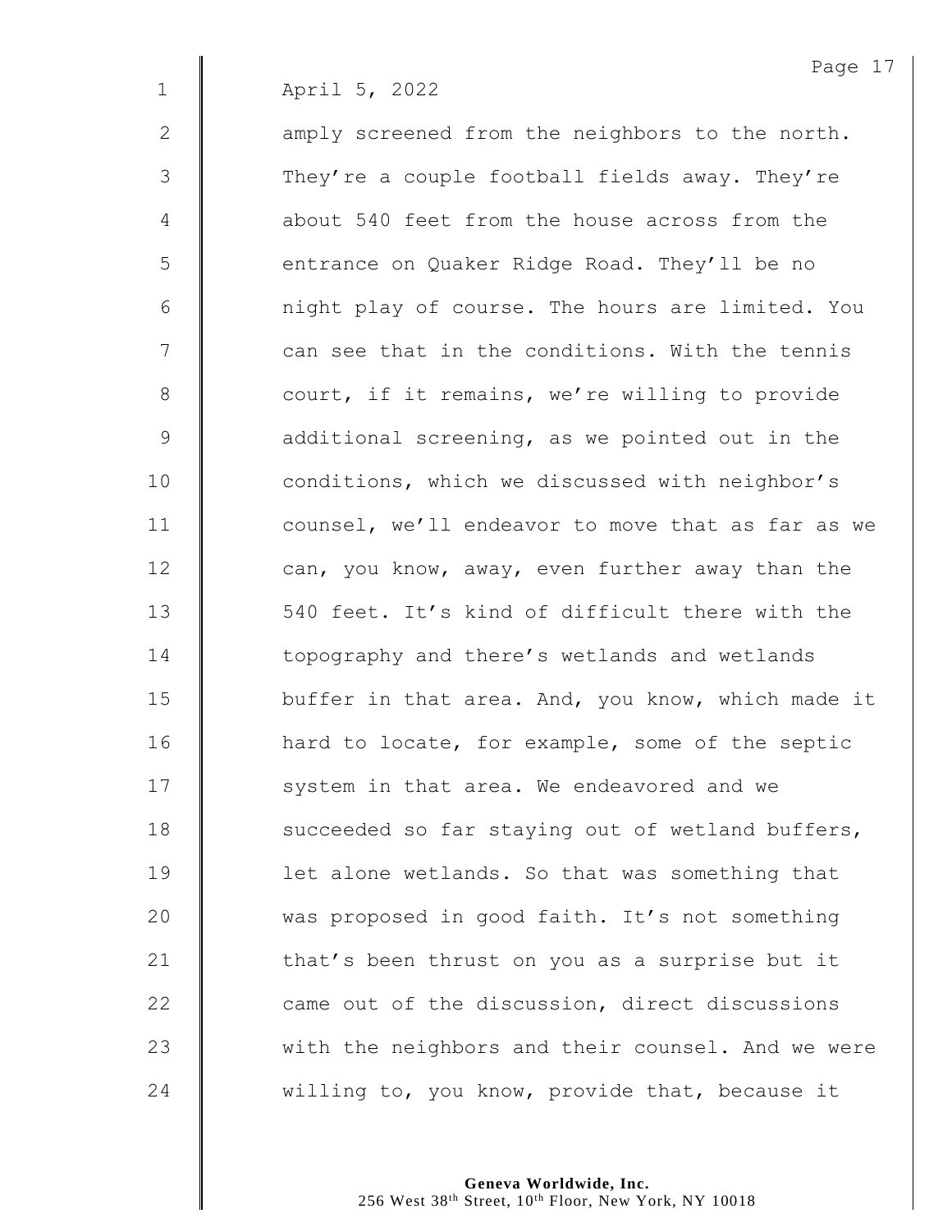April 5, 2022

amply screened from the neighbors to the north. They're a couple football fields away. They're about 540 feet from the house across from the entrance on Quaker Ridge Road. They'll be no night play of course. The hours are limited. You can see that in the conditions. With the tennis court, if it remains, we're willing to provide additional screening, as we pointed out in the conditions, which we discussed with neighbor's counsel, we'll endeavor to move that as far as we can, you know, away, even further away than the 540 feet. It's kind of difficult there with the topography and there's wetlands and wetlands buffer in that area. And, you know, which made it hard to locate, for example, some of the septic system in that area. We endeavored and we succeeded so far staying out of wetland buffers, let alone wetlands. So that was something that was proposed in good faith. It's not something that's been thrust on you as a surprise but it came out of the discussion, direct discussions with the neighbors and their counsel. And we were willing to, you know, provide that, because it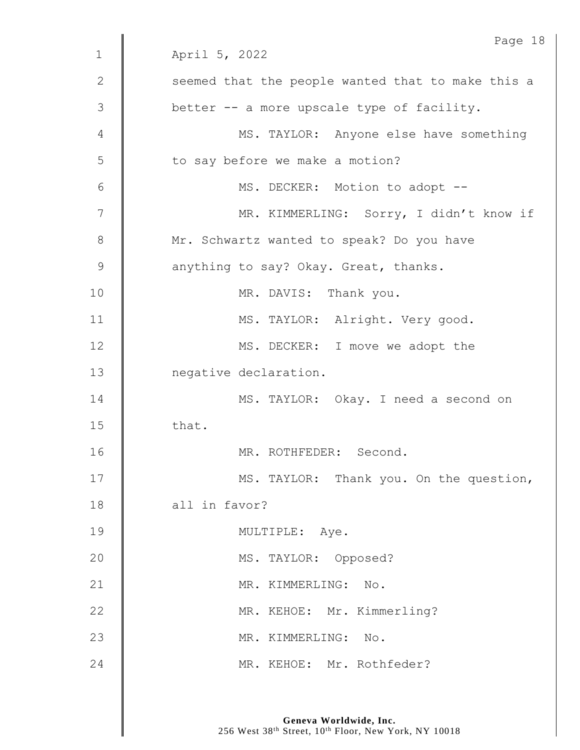April 5, 2022

seemed that the people wanted that to make this a better -- a more upscale type of facility.

MS. TAYLOR: Anyone else have something to say before we make a motion?

MS. DECKER: Motion to adopt --

MR. KIMMERLING: Sorry, I didn't know if Mr. Schwartz wanted to speak? Do you have anything to say? Okay. Great, thanks.

MR. DAVIS: Thank you.

MS. TAYLOR: Alright. Very good.

MS. DECKER: I move we adopt the negative declaration.

MS. TAYLOR: Okay. I need a second on that.

MR. ROTHFEDER: Second.

MS. TAYLOR: Thank you. On the question, all in favor?

MULTIPLE: Aye.

MS. TAYLOR: Opposed?

MR. KIMMERLING: No.

MR. KEHOE: Mr. Kimmerling?

MR. KIMMERLING: No.

MR. KEHOE: Mr. Rothfeder?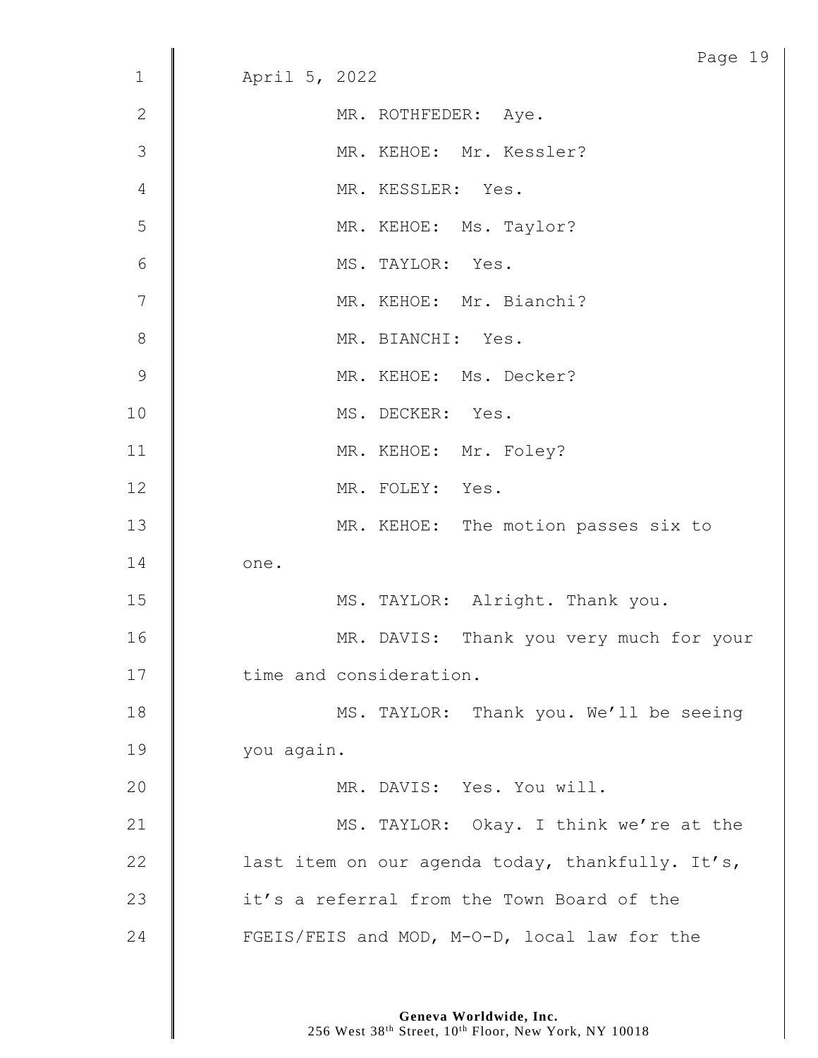April 5, 2022

MR. ROTHFEDER: Aye.

MR. KEHOE: Mr. Kessler?

MR. KESSLER: Yes.

MR. KEHOE: Ms. Taylor?

MS. TAYLOR: Yes.

MR. KEHOE: Mr. Bianchi?

MR. BIANCHI: Yes.

MR. KEHOE: Ms. Decker?

MS. DECKER: Yes.

MR. KEHOE: Mr. Foley?

MR. FOLEY: Yes.

MR. KEHOE: The motion passes six to one.

MS. TAYLOR: Alright. Thank you.

MR. DAVIS: Thank you very much for your time and consideration.

MS. TAYLOR: Thank you. We'll be seeing you again.

MR. DAVIS: Yes. You will.

MS. TAYLOR: Okay. I think we're at the last item on our agenda today, thankfully. It's, it's a referral from the Town Board of the FGEIS/FEIS and MOD, M-O-D, local law for the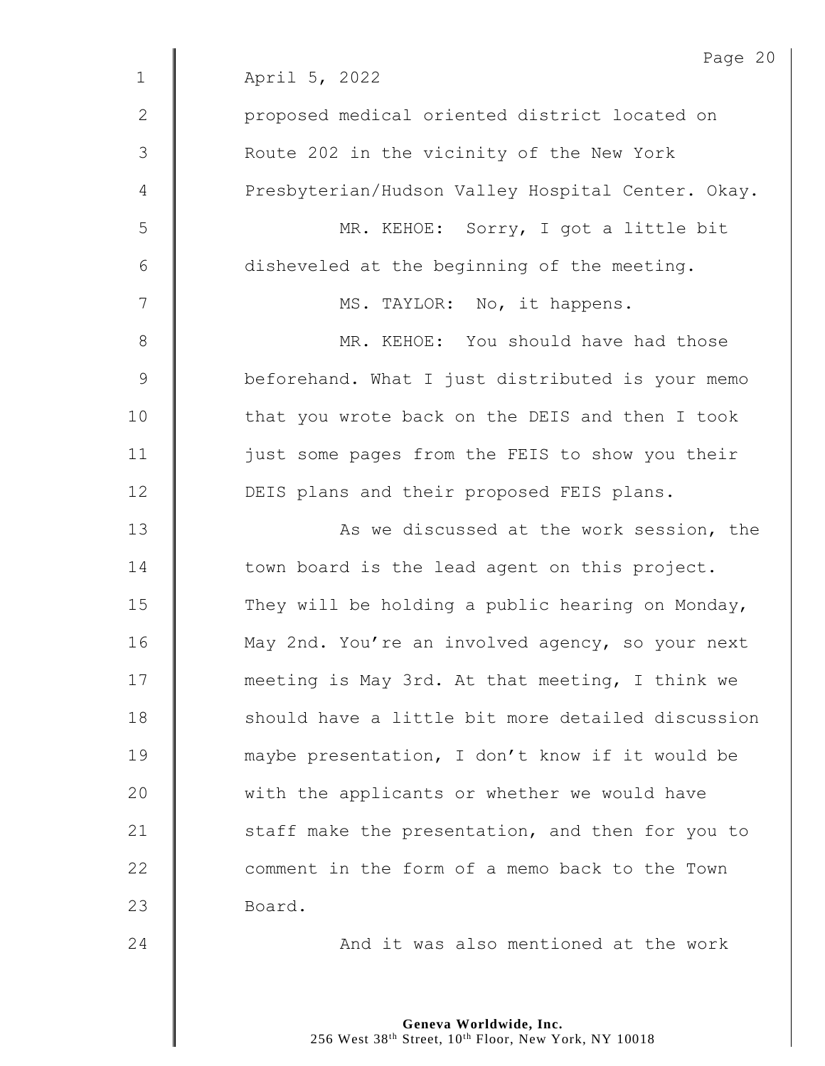April 5, 2022

proposed medical oriented district located on Route 202 in the vicinity of the New York Presbyterian/Hudson Valley Hospital Center. Okay.

MR. KEHOE: Sorry, I got a little bit disheveled at the beginning of the meeting.

MS. TAYLOR: No, it happens.

MR. KEHOE: You should have had those beforehand. What I just distributed is your memo that you wrote back on the DEIS and then I took just some pages from the FEIS to show you their DEIS plans and their proposed FEIS plans.

As we discussed at the work session, the town board is the lead agent on this project. They will be holding a public hearing on Monday, May 2nd. You're an involved agency, so your next meeting is May 3rd. At that meeting, I think we should have a little bit more detailed discussion maybe presentation, I don't know if it would be with the applicants or whether we would have staff make the presentation, and then for you to comment in the form of a memo back to the Town Board.

And it was also mentioned at the work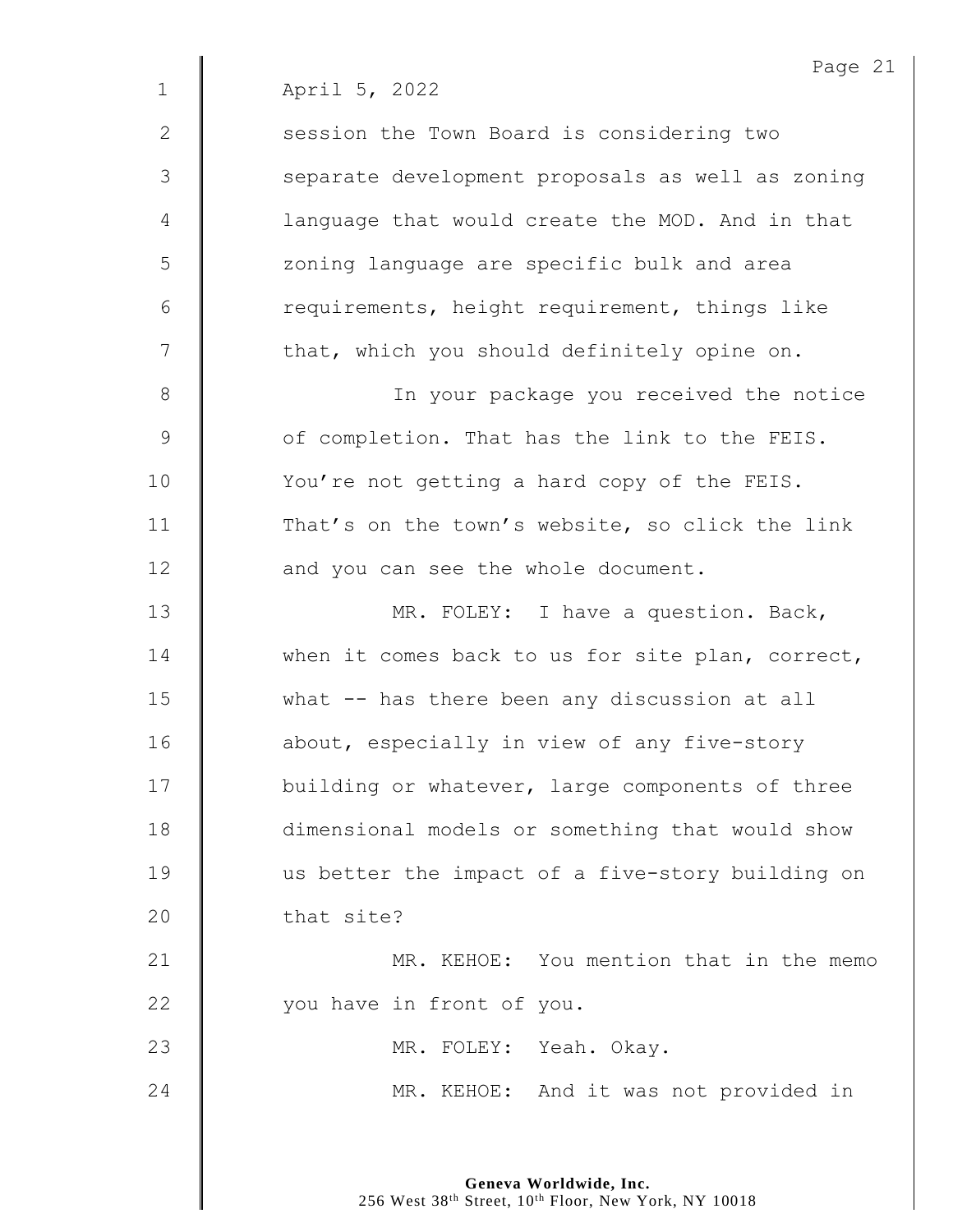April 5, 2022

session the Town Board is considering two separate development proposals as well as zoning language that would create the MOD. And in that zoning language are specific bulk and area requirements, height requirement, things like that, which you should definitely opine on.

In your package you received the notice of completion. That has the link to the FEIS. You're not getting a hard copy of the FEIS. That's on the town's website, so click the link and you can see the whole document.

MR. FOLEY: I have a question. Back, when it comes back to us for site plan, correct, what -- has there been any discussion at all about, especially in view of any five-story building or whatever, large components of three dimensional models or something that would show us better the impact of a five-story building on that site?

MR. KEHOE: You mention that in the memo you have in front of you.

MR. FOLEY: Yeah. Okay.

MR. KEHOE: And it was not provided in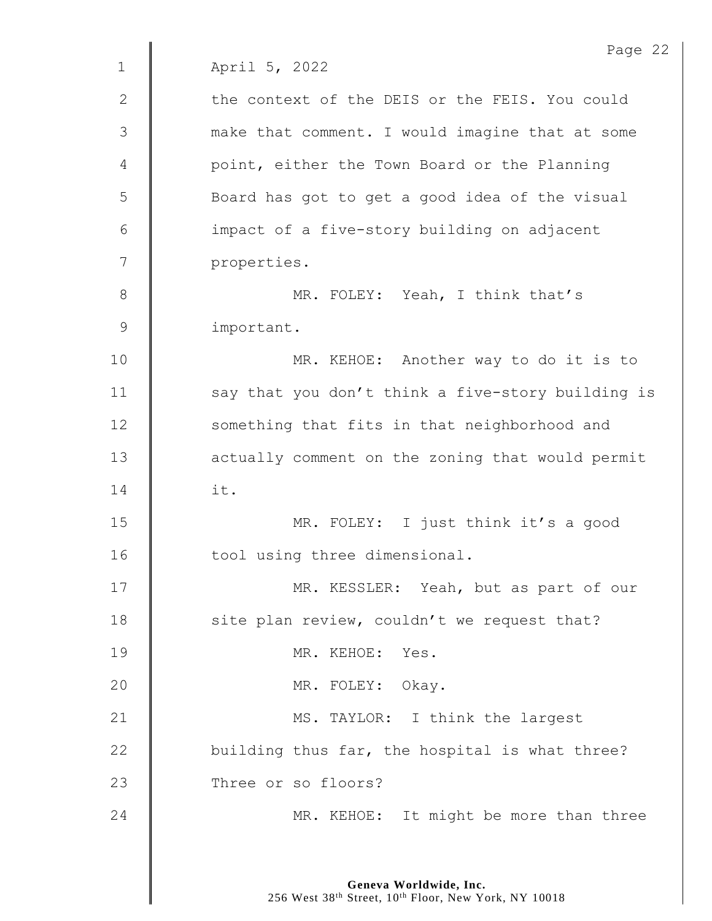April 5, 2022

the context of the DEIS or the FEIS. You could make that comment. I would imagine that at some point, either the Town Board or the Planning Board has got to get a good idea of the visual impact of a five-story building on adjacent properties.

MR. FOLEY: Yeah, I think that's important.

MR. KEHOE: Another way to do it is to say that you don't think a five-story building is something that fits in that neighborhood and actually comment on the zoning that would permit it.

MR. FOLEY: I just think it's a good tool using three dimensional.

MR. KESSLER: Yeah, but as part of our site plan review, couldn't we request that?

MR. KEHOE: Yes.

MR. FOLEY: Okay.

MS. TAYLOR: I think the largest building thus far, the hospital is what three? Three or so floors?

MR. KEHOE: It might be more than three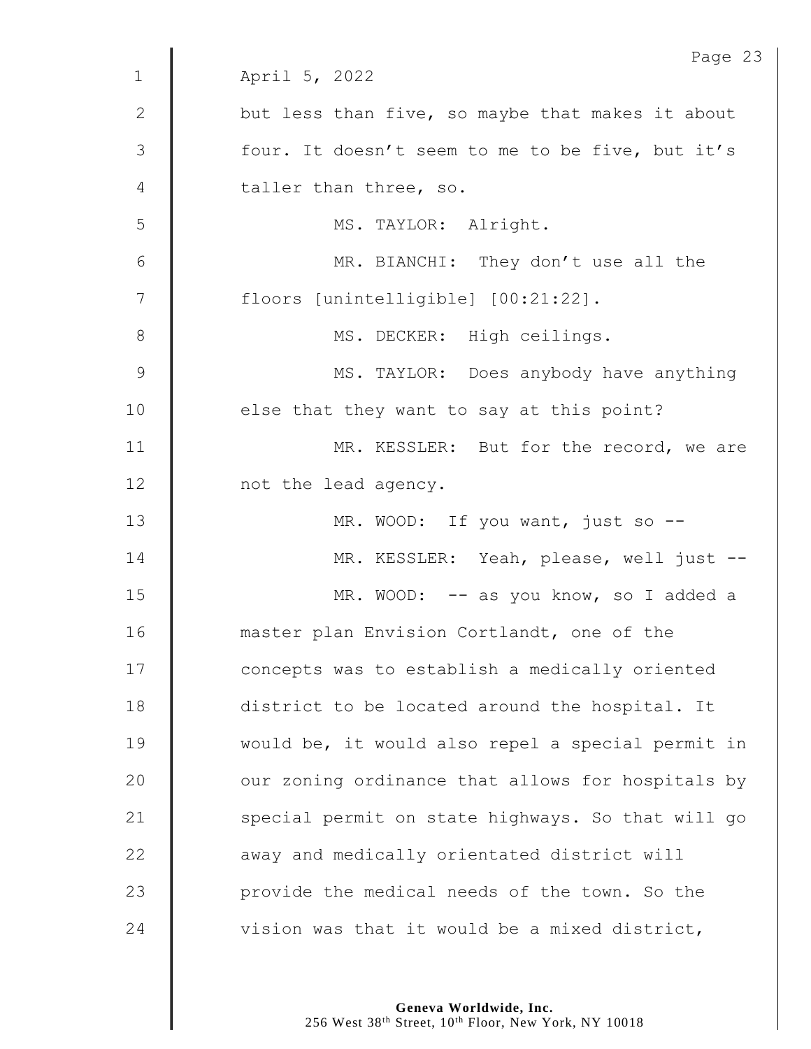April 5, 2022

but less than five, so maybe that makes it about four. It doesn't seem to me to be five, but it's taller than three, so.

MS. TAYLOR: Alright.

MR. BIANCHI: They don't use all the floors [unintelligible] [00:21:22].

MS. DECKER: High ceilings.

MS. TAYLOR: Does anybody have anything else that they want to say at this point?

MR. KESSLER: But for the record, we are not the lead agency.

MR. WOOD: If you want, just so --

MR. KESSLER: Yeah, please, well just --

MR. WOOD: -- as you know, so I added a master plan Envision Cortlandt, one of the concepts was to establish a medically oriented district to be located around the hospital. It would be, it would also repel a special permit in our zoning ordinance that allows for hospitals by special permit on state highways. So that will go away and medically orientated district will provide the medical needs of the town. So the vision was that it would be a mixed district,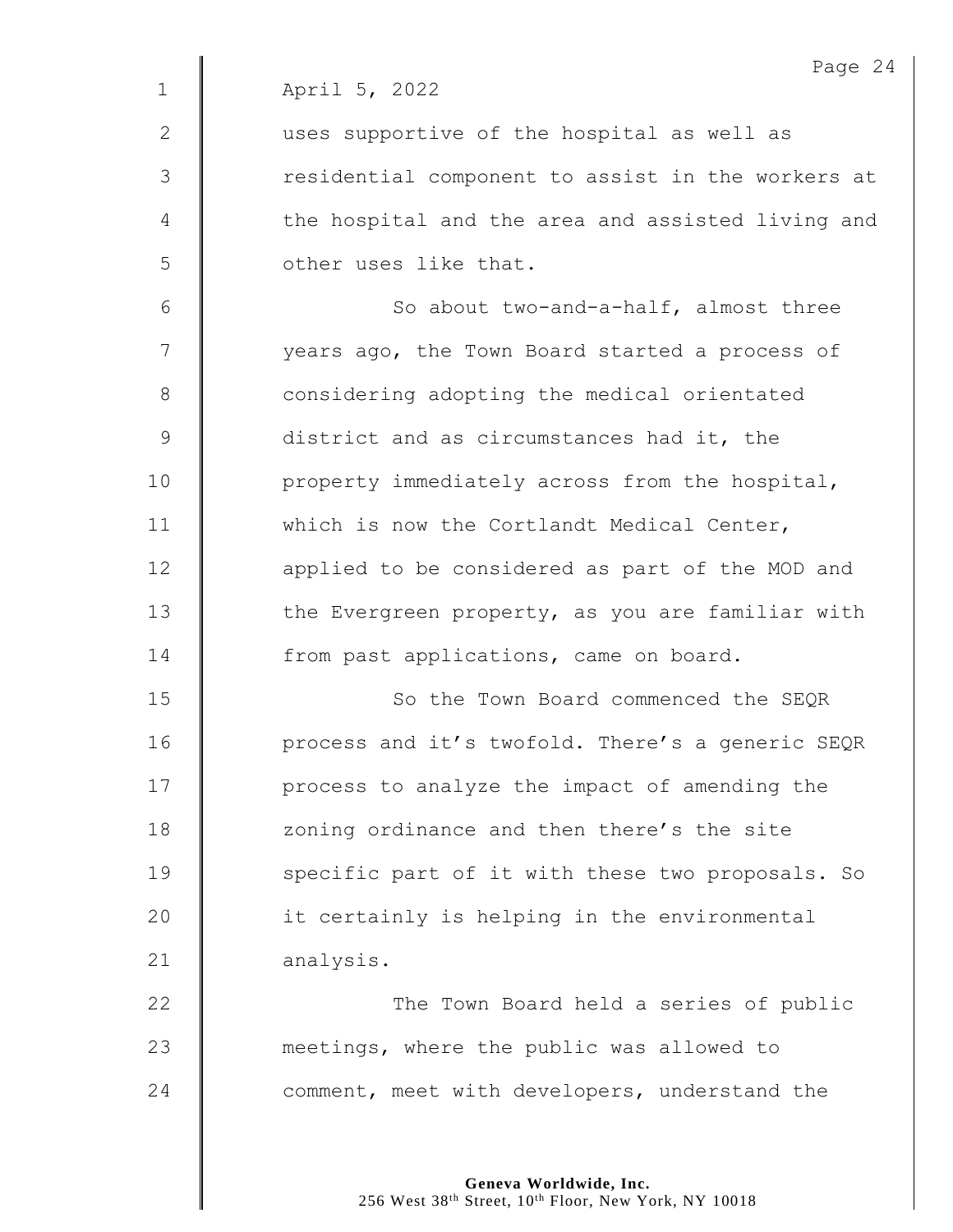April 5, 2022

uses supportive of the hospital as well as residential component to assist in the workers at the hospital and the area and assisted living and other uses like that.

So about two-and-a-half, almost three years ago, the Town Board started a process of considering adopting the medical orientated district and as circumstances had it, the property immediately across from the hospital, which is now the Cortlandt Medical Center, applied to be considered as part of the MOD and the Evergreen property, as you are familiar with from past applications, came on board.

So the Town Board commenced the SEQR process and it's twofold. There's a generic SEQR process to analyze the impact of amending the zoning ordinance and then there's the site specific part of it with these two proposals. So it certainly is helping in the environmental analysis.

The Town Board held a series of public meetings, where the public was allowed to comment, meet with developers, understand the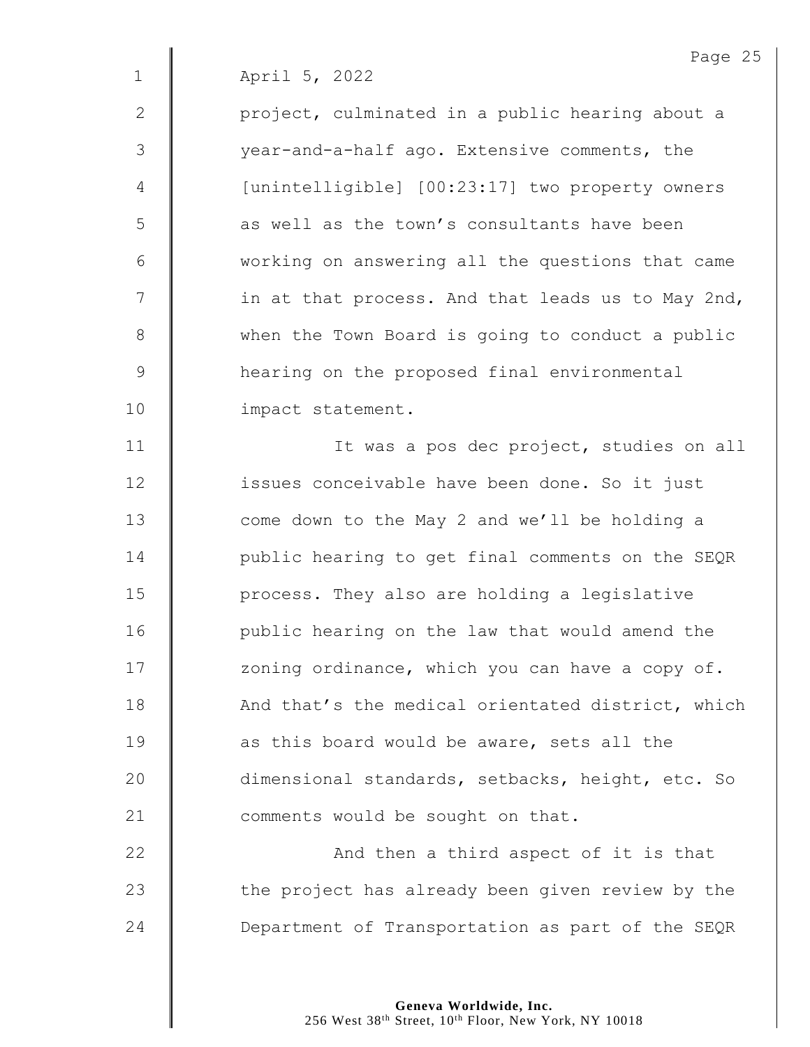April 5, 2022

project, culminated in a public hearing about a year-and-a-half ago. Extensive comments, the [unintelligible] [00:23:17] two property owners as well as the town's consultants have been working on answering all the questions that came in at that process. And that leads us to May 2nd, when the Town Board is going to conduct a public hearing on the proposed final environmental impact statement.

It was a pos dec project, studies on all issues conceivable have been done. So it just come down to the May 2 and we'll be holding a public hearing to get final comments on the SEQR process. They also are holding a legislative public hearing on the law that would amend the zoning ordinance, which you can have a copy of. And that's the medical orientated district, which as this board would be aware, sets all the dimensional standards, setbacks, height, etc. So comments would be sought on that.

And then a third aspect of it is that the project has already been given review by the Department of Transportation as part of the SEQR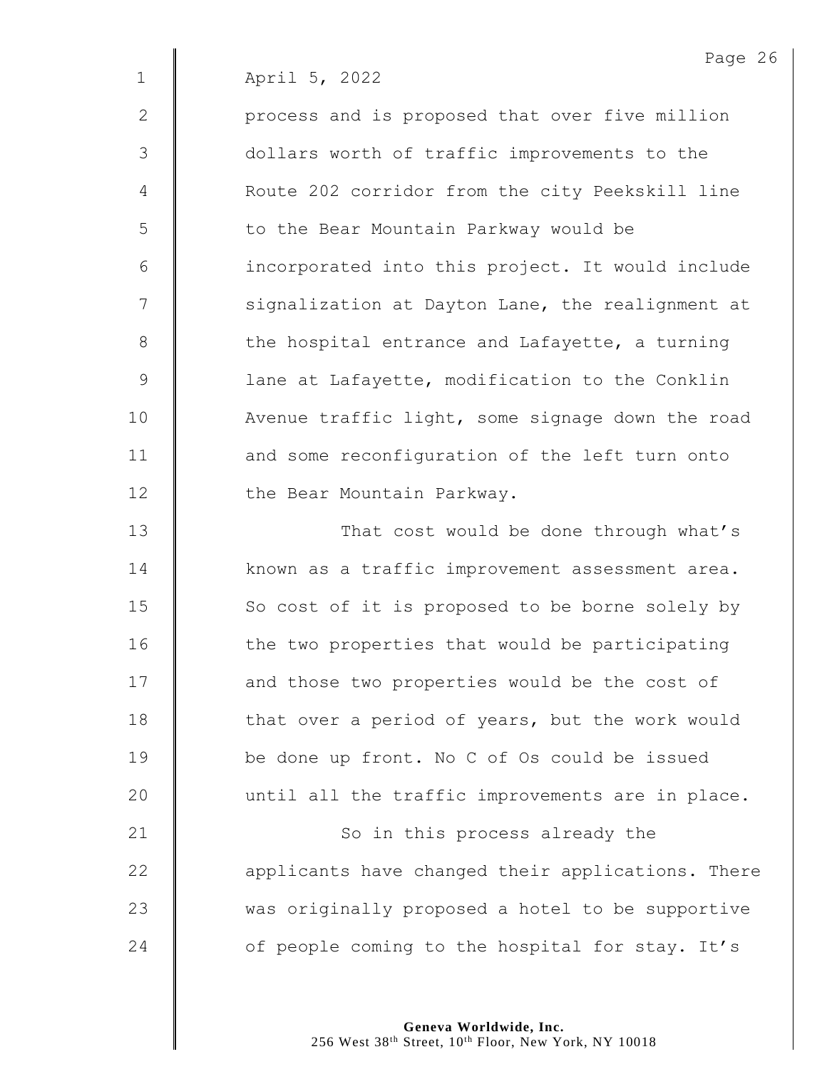April 5, 2022

process and is proposed that over five million dollars worth of traffic improvements to the Route 202 corridor from the city Peekskill line to the Bear Mountain Parkway would be incorporated into this project. It would include signalization at Dayton Lane, the realignment at the hospital entrance and Lafayette, a turning lane at Lafayette, modification to the Conklin Avenue traffic light, some signage down the road and some reconfiguration of the left turn onto the Bear Mountain Parkway.

That cost would be done through what's known as a traffic improvement assessment area. So cost of it is proposed to be borne solely by the two properties that would be participating and those two properties would be the cost of that over a period of years, but the work would be done up front. No C of Os could be issued until all the traffic improvements are in place.

So in this process already the applicants have changed their applications. There was originally proposed a hotel to be supportive of people coming to the hospital for stay. It's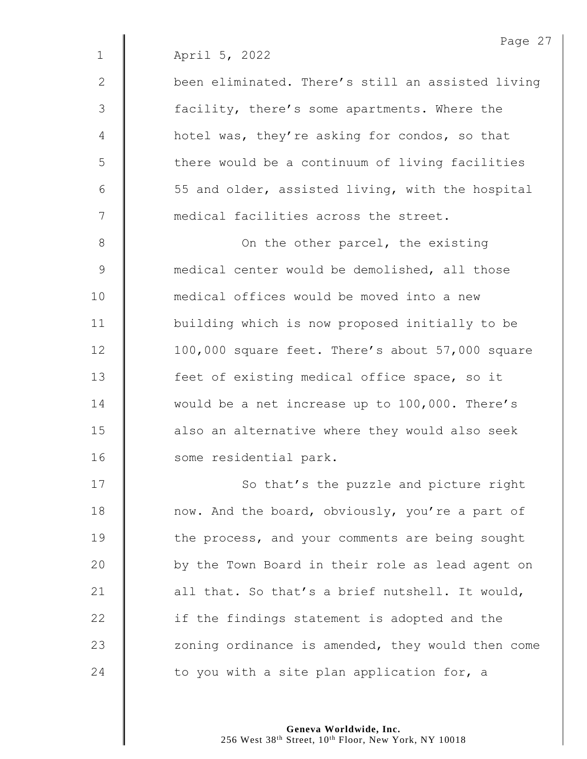April 5, 2022

been eliminated. There's still an assisted living facility, there's some apartments. Where the hotel was, they're asking for condos, so that there would be a continuum of living facilities 55 and older, assisted living, with the hospital medical facilities across the street.

On the other parcel, the existing medical center would be demolished, all those medical offices would be moved into a new building which is now proposed initially to be 100,000 square feet. There's about 57,000 square feet of existing medical office space, so it would be a net increase up to 100,000. There's also an alternative where they would also seek some residential park.

So that's the puzzle and picture right now. And the board, obviously, you're a part of the process, and your comments are being sought by the Town Board in their role as lead agent on all that. So that's a brief nutshell. It would, if the findings statement is adopted and the zoning ordinance is amended, they would then come to you with a site plan application for, a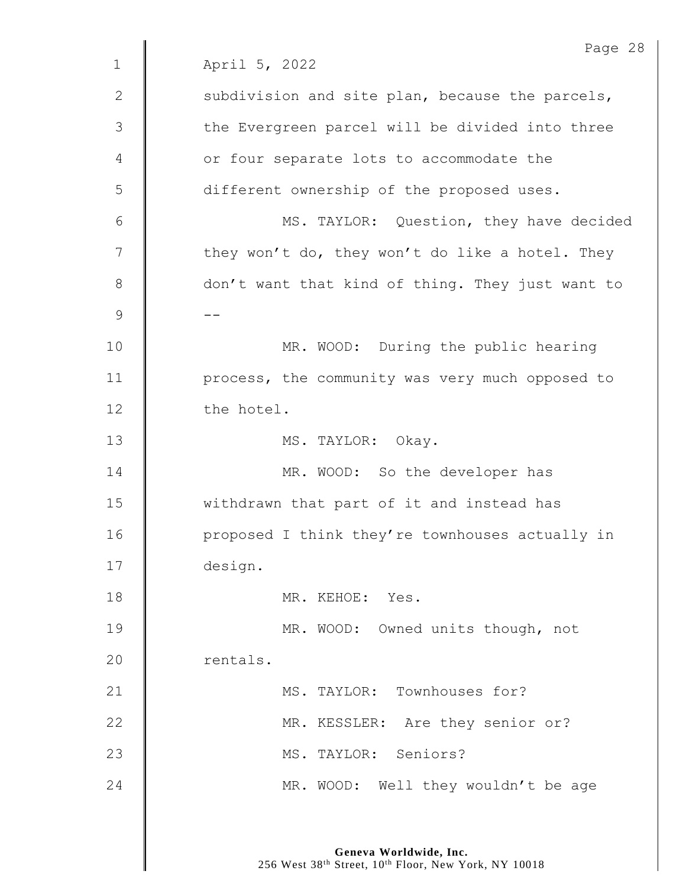April 5, 2022

subdivision and site plan, because the parcels, the Evergreen parcel will be divided into three or four separate lots to accommodate the different ownership of the proposed uses.

MS. TAYLOR: Question, they have decided they won't do, they won't do like a hotel. They don't want that kind of thing. They just want to --

MR. WOOD: During the public hearing process, the community was very much opposed to the hotel.

MS. TAYLOR: Okay.

MR. WOOD: So the developer has withdrawn that part of it and instead has proposed I think they're townhouses actually in design.

MR. KEHOE: Yes.

MR. WOOD: Owned units though, not rentals.

MS. TAYLOR: Townhouses for?

MR. KESSLER: Are they senior or?

MS. TAYLOR: Seniors?

MR. WOOD: Well they wouldn't be age

**Geneva Worldwide, Inc.**
256 West 38th Street, 10th Floor, New York, NY 10018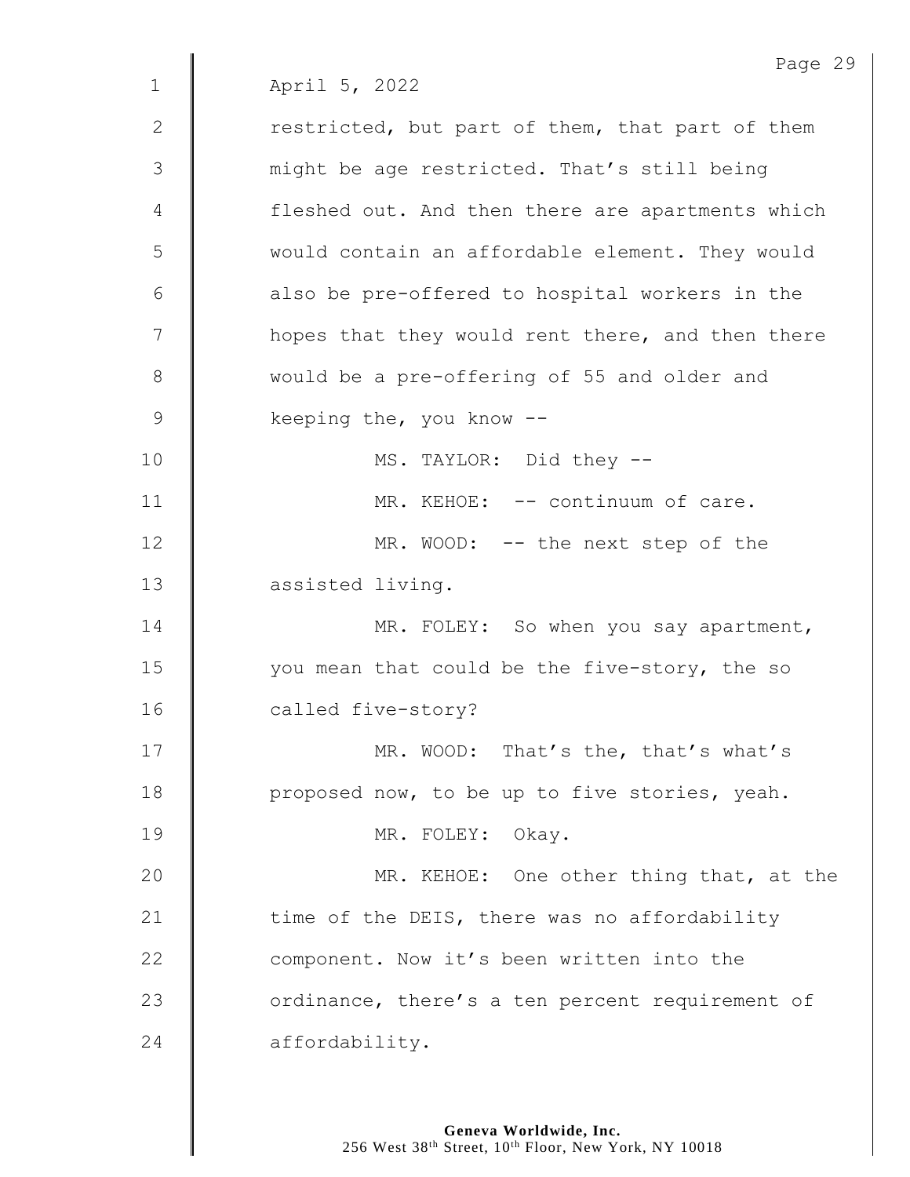April 5, 2022

restricted, but part of them, that part of them might be age restricted. That's still being fleshed out. And then there are apartments which would contain an affordable element. They would also be pre-offered to hospital workers in the hopes that they would rent there, and then there would be a pre-offering of 55 and older and keeping the, you know --

MS. TAYLOR: Did they --

MR. KEHOE: -- continuum of care.

MR. WOOD: -- the next step of the assisted living.

MR. FOLEY: So when you say apartment, you mean that could be the five-story, the so called five-story?

MR. WOOD: That's the, that's what's proposed now, to be up to five stories, yeah.

MR. FOLEY: Okay.

MR. KEHOE: One other thing that, at the time of the DEIS, there was no affordability component. Now it's been written into the ordinance, there's a ten percent requirement of affordability.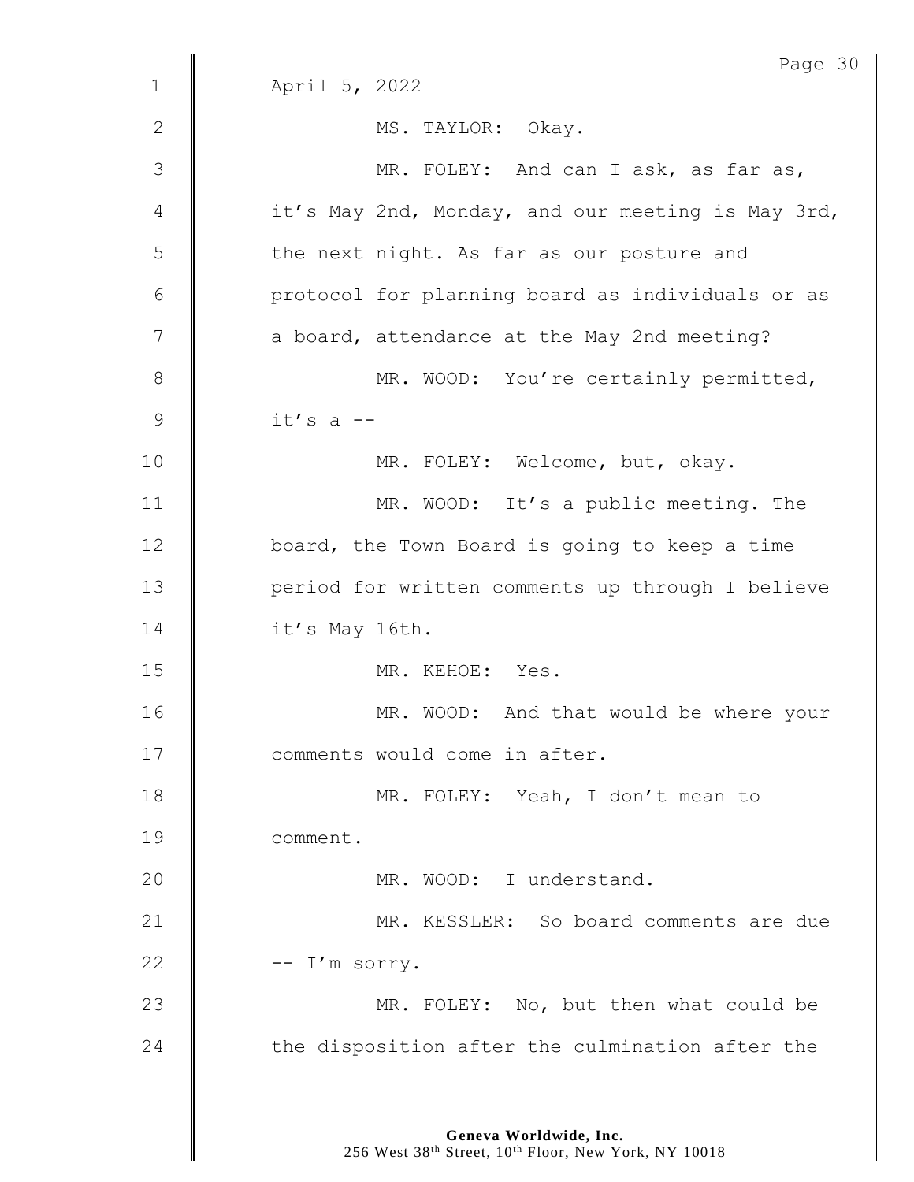April 5, 2022

MS. TAYLOR: Okay.

MR. FOLEY: And can I ask, as far as, it's May 2nd, Monday, and our meeting is May 3rd, the next night. As far as our posture and protocol for planning board as individuals or as a board, attendance at the May 2nd meeting?

MR. WOOD: You're certainly permitted, it's a --

MR. FOLEY: Welcome, but, okay.

MR. WOOD: It's a public meeting. The board, the Town Board is going to keep a time period for written comments up through I believe it's May 16th.

MR. KEHOE: Yes.

MR. WOOD: And that would be where your comments would come in after.

MR. FOLEY: Yeah, I don't mean to comment.

MR. WOOD: I understand.

MR. KESSLER: So board comments are due -- I'm sorry.

MR. FOLEY: No, but then what could be the disposition after the culmination after the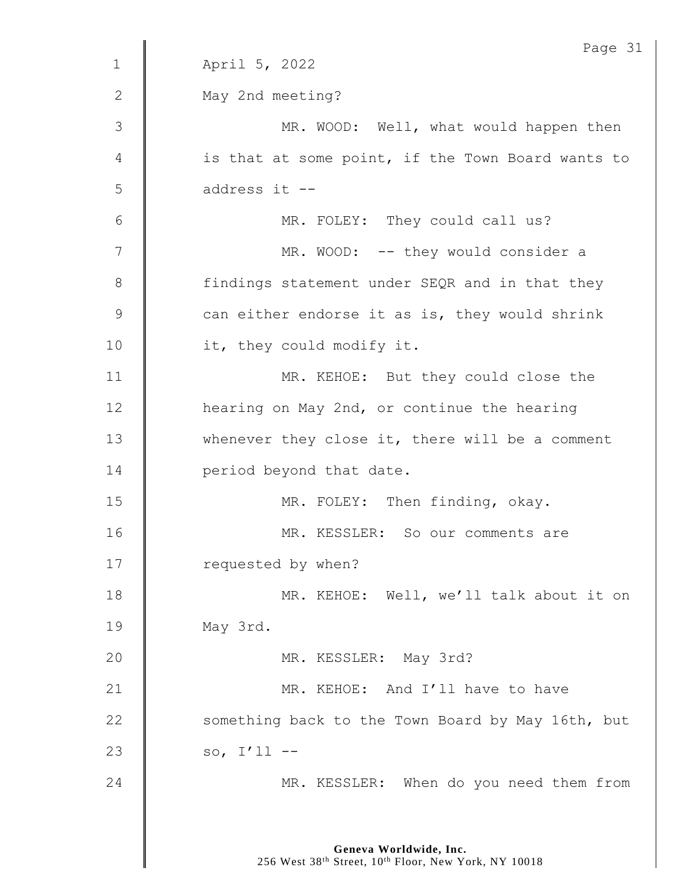April 5, 2022

May 2nd meeting?

MR. WOOD: Well, what would happen then is that at some point, if the Town Board wants to address it --

MR. FOLEY: They could call us?

MR. WOOD: -- they would consider a findings statement under SEQR and in that they can either endorse it as is, they would shrink it, they could modify it.

MR. KEHOE: But they could close the hearing on May 2nd, or continue the hearing whenever they close it, there will be a comment period beyond that date.

MR. FOLEY: Then finding, okay.

MR. KESSLER: So our comments are requested by when?

MR. KEHOE: Well, we'll talk about it on May 3rd.

MR. KESSLER: May 3rd?

MR. KEHOE: And I'll have to have something back to the Town Board by May 16th, but so, I'll --

MR. KESSLER: When do you need them from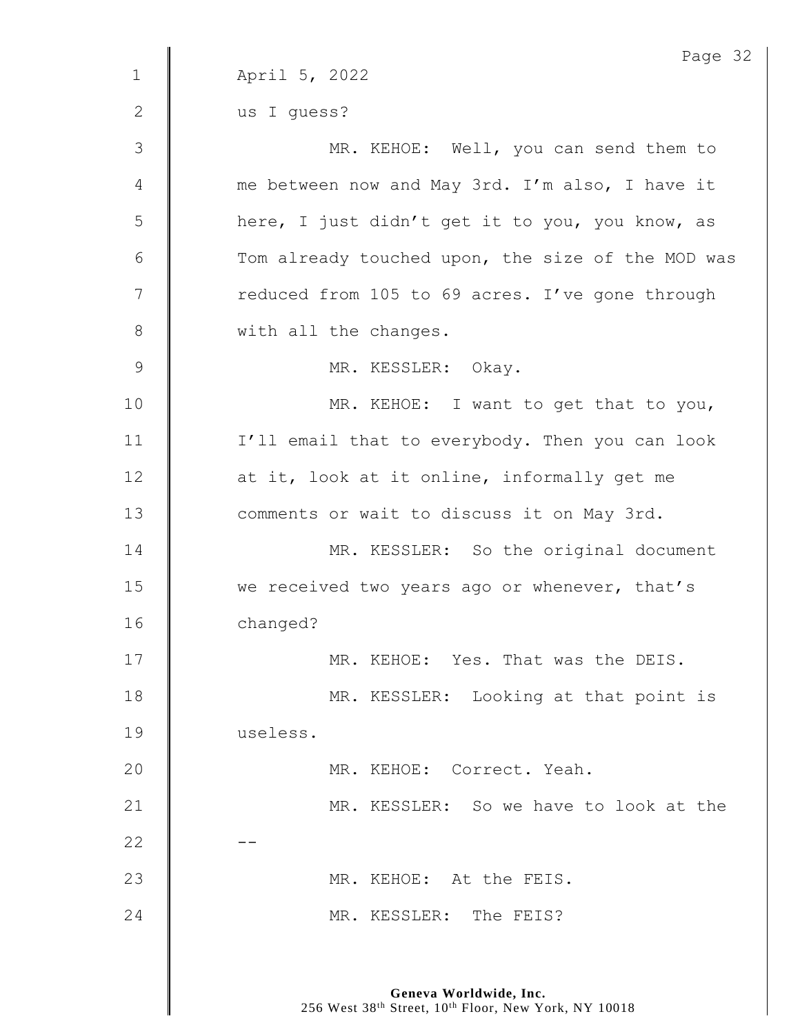April 5, 2022

us I guess?

MR. KEHOE: Well, you can send them to me between now and May 3rd. I'm also, I have it here, I just didn't get it to you, you know, as Tom already touched upon, the size of the MOD was reduced from 105 to 69 acres. I've gone through with all the changes.

MR. KESSLER: Okay.

MR. KEHOE: I want to get that to you, I'll email that to everybody. Then you can look at it, look at it online, informally get me comments or wait to discuss it on May 3rd.

MR. KESSLER: So the original document we received two years ago or whenever, that's changed?

MR. KEHOE: Yes. That was the DEIS.

MR. KESSLER: Looking at that point is useless.

MR. KEHOE: Correct. Yeah.

MR. KESSLER: So we have to look at the --

MR. KEHOE: At the FEIS.

MR. KESSLER: The FEIS?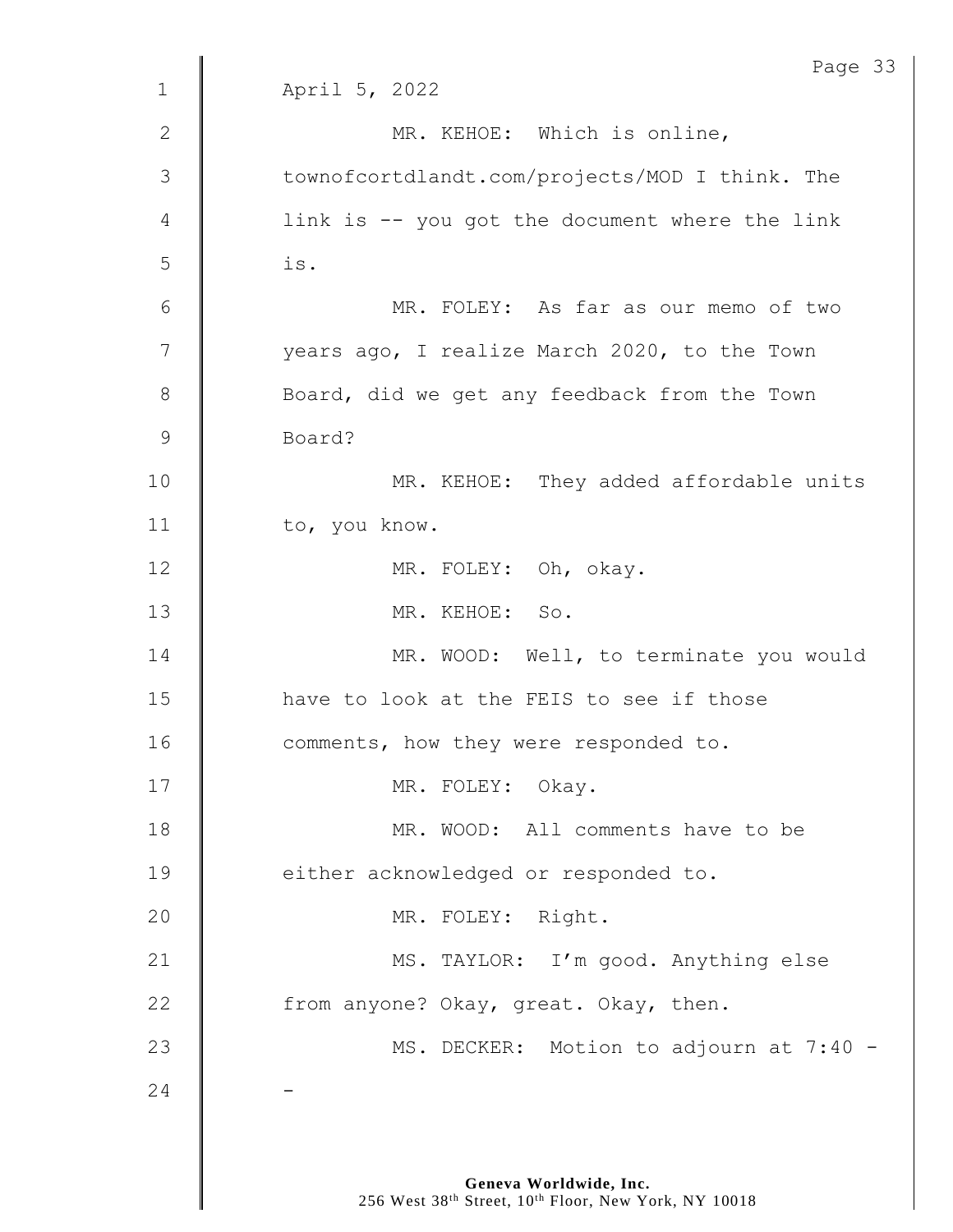April 5, 2022

MR. KEHOE: Which is online, townofcortdlandt.com/projects/MOD I think. The link is -- you got the document where the link is.

MR. FOLEY: As far as our memo of two years ago, I realize March 2020, to the Town Board, did we get any feedback from the Town Board?

MR. KEHOE: They added affordable units to, you know.

MR. FOLEY: Oh, okay.

MR. KEHOE: So.

MR. WOOD: Well, to terminate you would have to look at the FEIS to see if those comments, how they were responded to.

MR. FOLEY: Okay.

MR. WOOD: All comments have to be either acknowledged or responded to.

MR. FOLEY: Right.

MS. TAYLOR: I'm good. Anything else from anyone? Okay, great. Okay, then.

MS. DECKER: Motion to adjourn at 7:40 --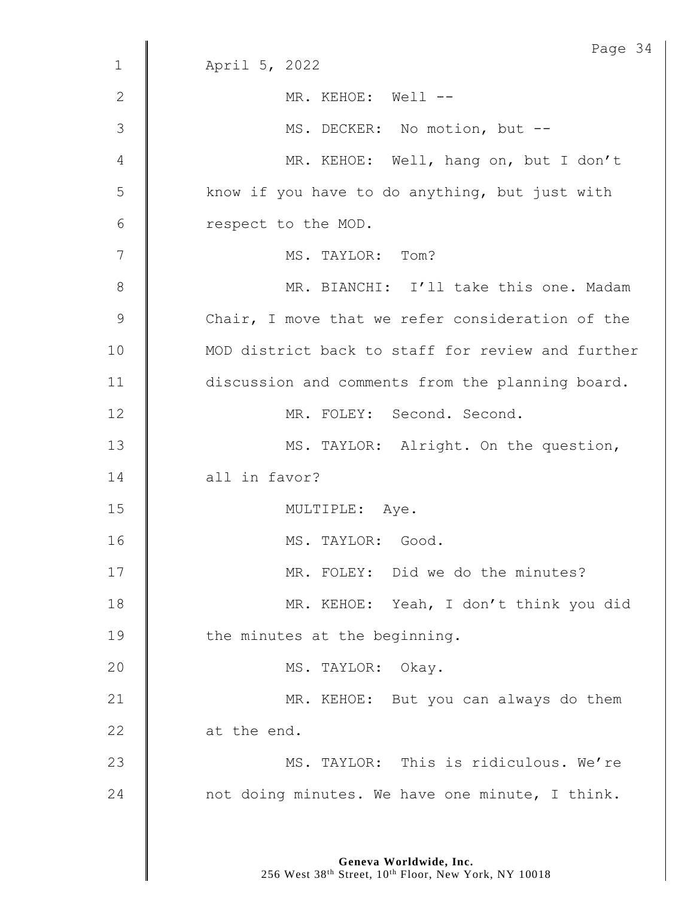April 5, 2022

MR. KEHOE: Well --

MS. DECKER: No motion, but --

MR. KEHOE: Well, hang on, but I don't know if you have to do anything, but just with respect to the MOD.

MS. TAYLOR: Tom?

MR. BIANCHI: I'll take this one. Madam Chair, I move that we refer consideration of the MOD district back to staff for review and further discussion and comments from the planning board.

MR. FOLEY: Second. Second.

MS. TAYLOR: Alright. On the question, all in favor?

MULTIPLE: Aye.

MS. TAYLOR: Good.

MR. FOLEY: Did we do the minutes?

MR. KEHOE: Yeah, I don't think you did the minutes at the beginning.

MS. TAYLOR: Okay.

MR. KEHOE: But you can always do them at the end.

MS. TAYLOR: This is ridiculous. We're not doing minutes. We have one minute, I think.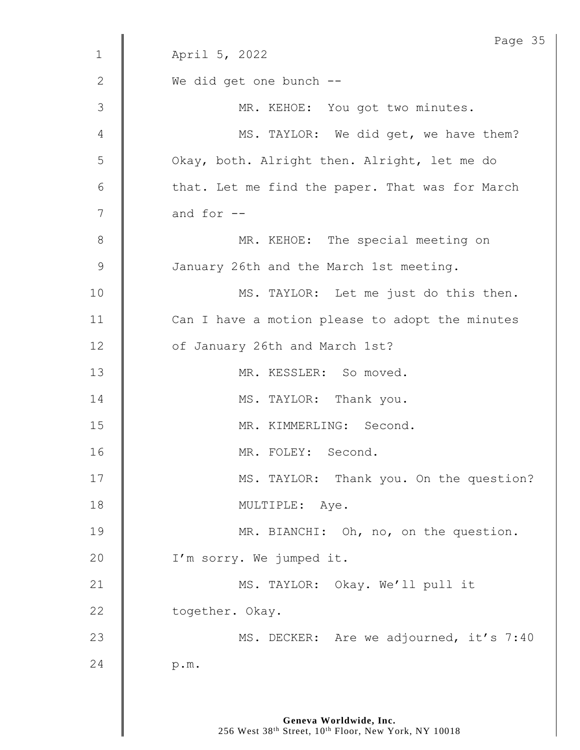April 5, 2022

We did get one bunch --

MR. KEHOE: You got two minutes.

MS. TAYLOR: We did get, we have them? Okay, both. Alright then. Alright, let me do that. Let me find the paper. That was for March and for --

MR. KEHOE: The special meeting on January 26th and the March 1st meeting.

MS. TAYLOR: Let me just do this then. Can I have a motion please to adopt the minutes of January 26th and March 1st?

MR. KESSLER: So moved.

MS. TAYLOR: Thank you.

MR. KIMMERLING: Second.

MR. FOLEY: Second.

MS. TAYLOR: Thank you. On the question?

MULTIPLE: Aye.

MR. BIANCHI: Oh, no, on the question. I'm sorry. We jumped it.

MS. TAYLOR: Okay. We'll pull it together. Okay.

MS. DECKER: Are we adjourned, it's 7:40 p.m.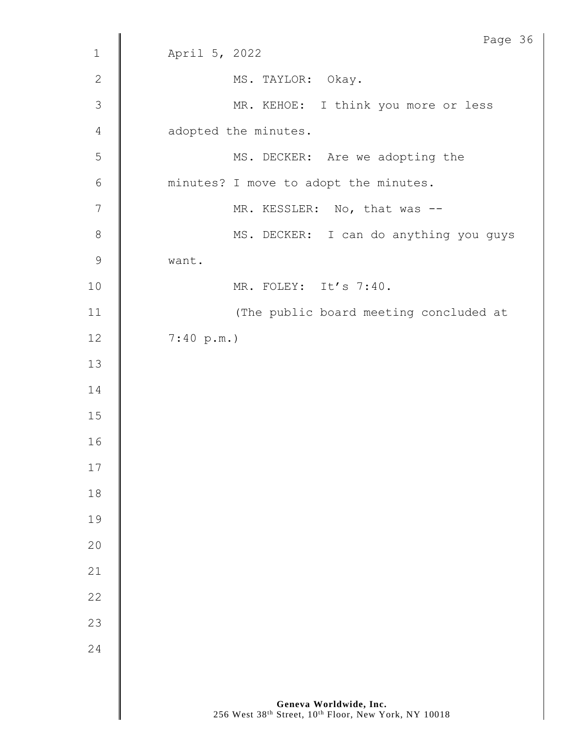April 5, 2022

MS. TAYLOR: Okay.

MR. KEHOE: I think you more or less adopted the minutes.

MS. DECKER: Are we adopting the minutes? I move to adopt the minutes.

MR. KESSLER: No, that was --

MS. DECKER: I can do anything you guys want.

MR. FOLEY: It's 7:40.

(The public board meeting concluded at 7:40 p.m.)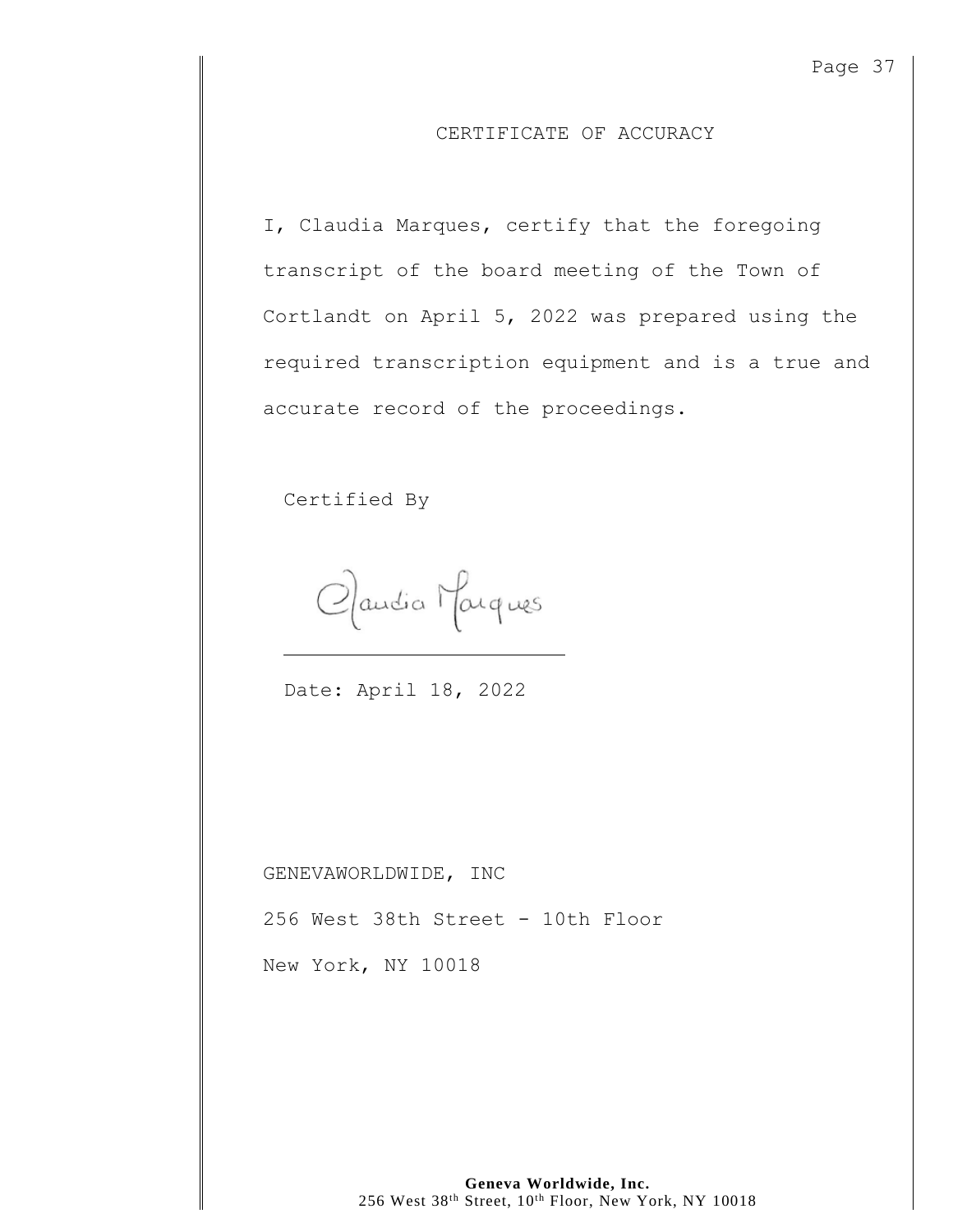# CERTIFICATE OF ACCURACY

I, Claudia Marques, certify that the foregoing transcript of the board meeting of the Town of Cortlandt on April 5, 2022 was prepared using the required transcription equipment and is a true and accurate record of the proceedings.

Certified By

Claudia Marques

\_\_\_\_\_\_\_\_\_\_\_\_\_\_\_\_\_\_\_\_\_\_\_\_\_\_\_\_

Date: April 18, 2022

GENEVAWORLDWIDE, INC

256 West 38th Street - 10th Floor

New York, NY 10018